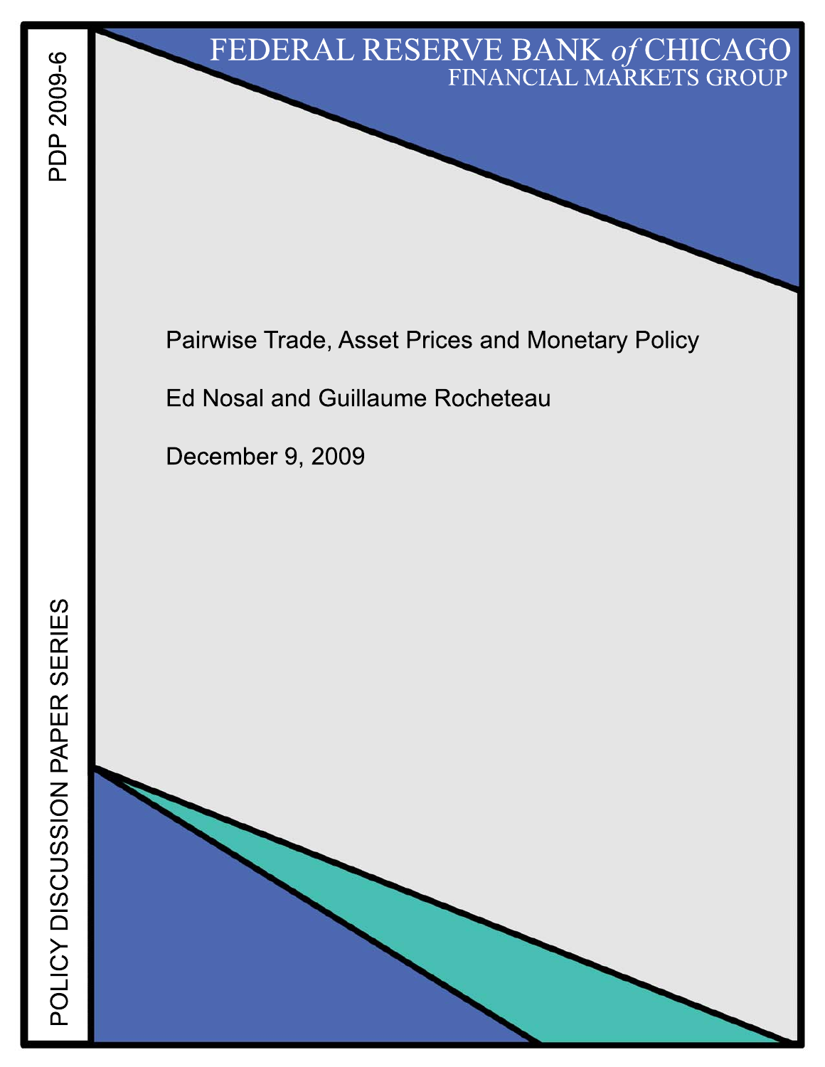FEDERAL RESERVE BANK *of* CHICAGO
FINANCIAL MARKETS GROUP

PDP 2009-6

POLICY DISCUSSION PAPER SERIES

# Pairwise Trade, Asset Prices and Monetary Policy

Ed Nosal and Guillaume Rocheteau

December 9, 2009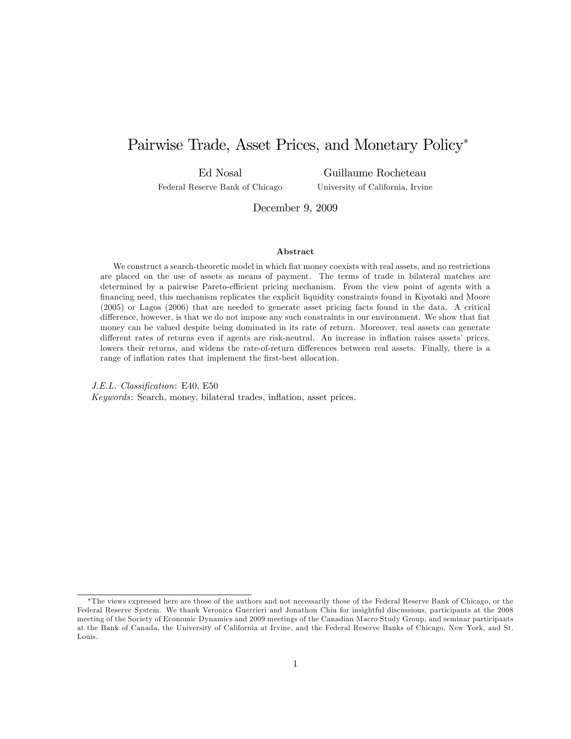# Pairwise Trade, Asset Prices, and Monetary Policy*

Ed Nosal
Federal Reserve Bank of Chicago

Guillaume Rocheteau
University of California, Irvine

December 9, 2009

### Abstract

We construct a search-theoretic model in which fiat money coexists with real assets, and no restrictions are placed on the use of assets as means of payment. The terms of trade in bilateral matches are determined by a pairwise Pareto-efficient pricing mechanism. From the view point of agents with a financing need, this mechanism replicates the explicit liquidity constraints found in Kiyotaki and Moore (2005) or Lagos (2006) that are needed to generate asset pricing facts found in the data. A critical difference, however, is that we do not impose any such constraints in our environment. We show that fiat money can be valued despite being dominated in its rate of return. Moreover, real assets can generate different rates of returns even if agents are risk-neutral. An increase in inflation raises assets' prices, lowers their returns, and widens the rate-of-return differences between real assets. Finally, there is a range of inflation rates that implement the first-best allocation.

*J.E.L. Classification*: E40, E50
*Keywords*: Search, money, bilateral trades, inflation, asset prices.

*The views expressed here are those of the authors and not necessarily those of the Federal Reserve Bank of Chicago, or the Federal Reserve System. We thank Veronica Guerrieri and Jonathon Chiu for insightful discussions, participants at the 2008 meeting of the Society of Economic Dynamics and 2009 meetings of the Canadian Macro Study Group, and seminar participants at the Bank of Canada, the University of California at Irvine, and the Federal Reserve Banks of Chicago, New York, and St. Louis.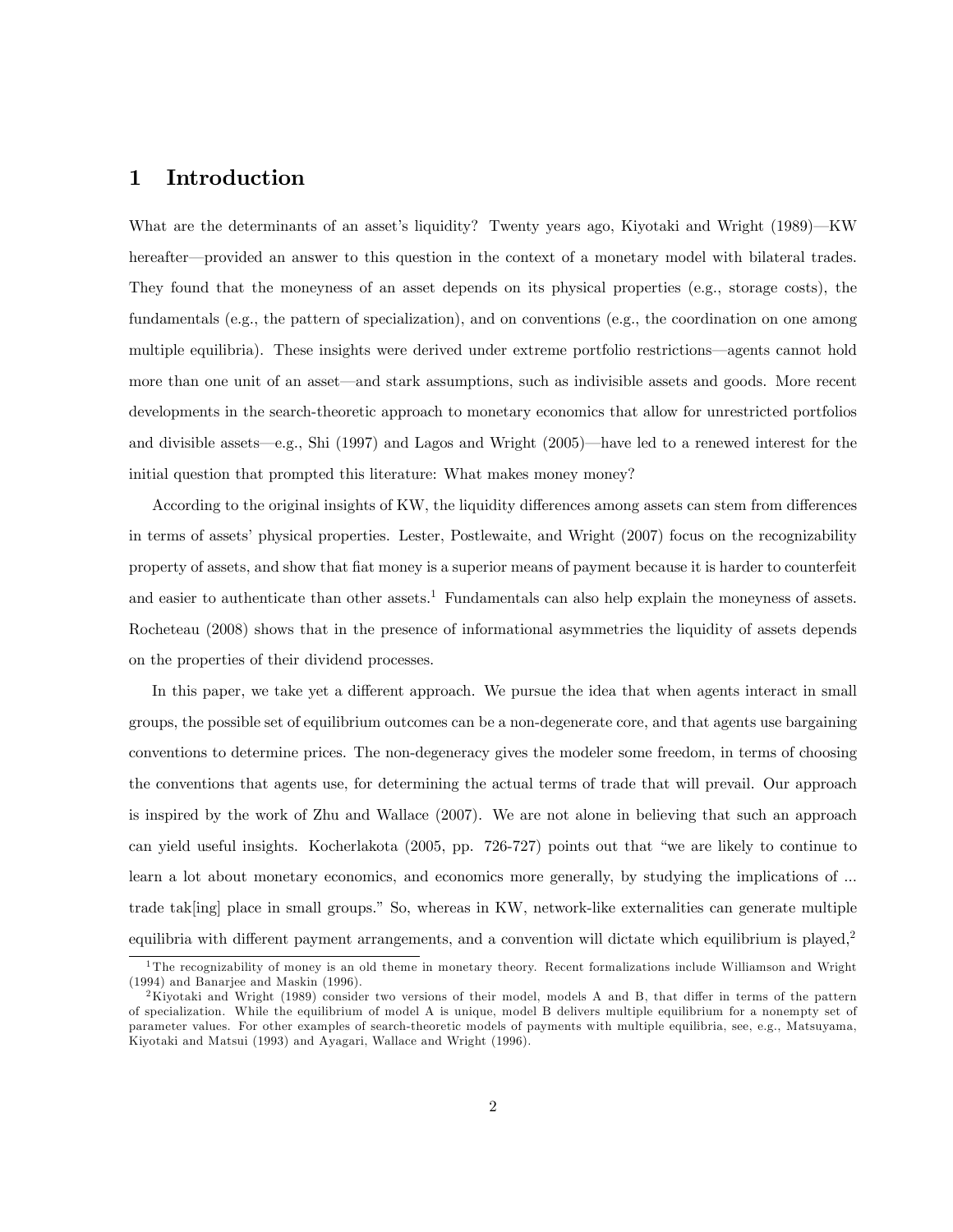# 1 Introduction

What are the determinants of an asset's liquidity? Twenty years ago, Kiyotaki and Wright (1989)—KW hereafter—provided an answer to this question in the context of a monetary model with bilateral trades. They found that the moneyness of an asset depends on its physical properties (e.g., storage costs), the fundamentals (e.g., the pattern of specialization), and on conventions (e.g., the coordination on one among multiple equilibria). These insights were derived under extreme portfolio restrictions—agents cannot hold more than one unit of an asset—and stark assumptions, such as indivisible assets and goods. More recent developments in the search-theoretic approach to monetary economics that allow for unrestricted portfolios and divisible assets—e.g., Shi (1997) and Lagos and Wright (2005)—have led to a renewed interest for the initial question that prompted this literature: What makes money money?

According to the original insights of KW, the liquidity differences among assets can stem from differences in terms of assets' physical properties. Lester, Postlewaite, and Wright (2007) focus on the recognizability property of assets, and show that fiat money is a superior means of payment because it is harder to counterfeit and easier to authenticate than other assets.[1] Fundamentals can also help explain the moneyness of assets. Rocheteau (2008) shows that in the presence of informational asymmetries the liquidity of assets depends on the properties of their dividend processes.

In this paper, we take yet a different approach. We pursue the idea that when agents interact in small groups, the possible set of equilibrium outcomes can be a non-degenerate core, and that agents use bargaining conventions to determine prices. The non-degeneracy gives the modeler some freedom, in terms of choosing the conventions that agents use, for determining the actual terms of trade that will prevail. Our approach is inspired by the work of Zhu and Wallace (2007). We are not alone in believing that such an approach can yield useful insights. Kocherlakota (2005, pp. 726-727) points out that "we are likely to continue to learn a lot about monetary economics, and economics more generally, by studying the implications of ... trade tak[ing] place in small groups." So, whereas in KW, network-like externalities can generate multiple equilibria with different payment arrangements, and a convention will dictate which equilibrium is played,[2]

[1] The recognizability of money is an old theme in monetary theory. Recent formalizations include Williamson and Wright (1994) and Banarjee and Maskin (1996).

[2] Kiyotaki and Wright (1989) consider two versions of their model, models A and B, that differ in terms of the pattern of specialization. While the equilibrium of model A is unique, model B delivers multiple equilibrium for a nonempty set of parameter values. For other examples of search-theoretic models of payments with multiple equilibria, see, e.g., Matsuyama, Kiyotaki and Matsui (1993) and Ayagari, Wallace and Wright (1996).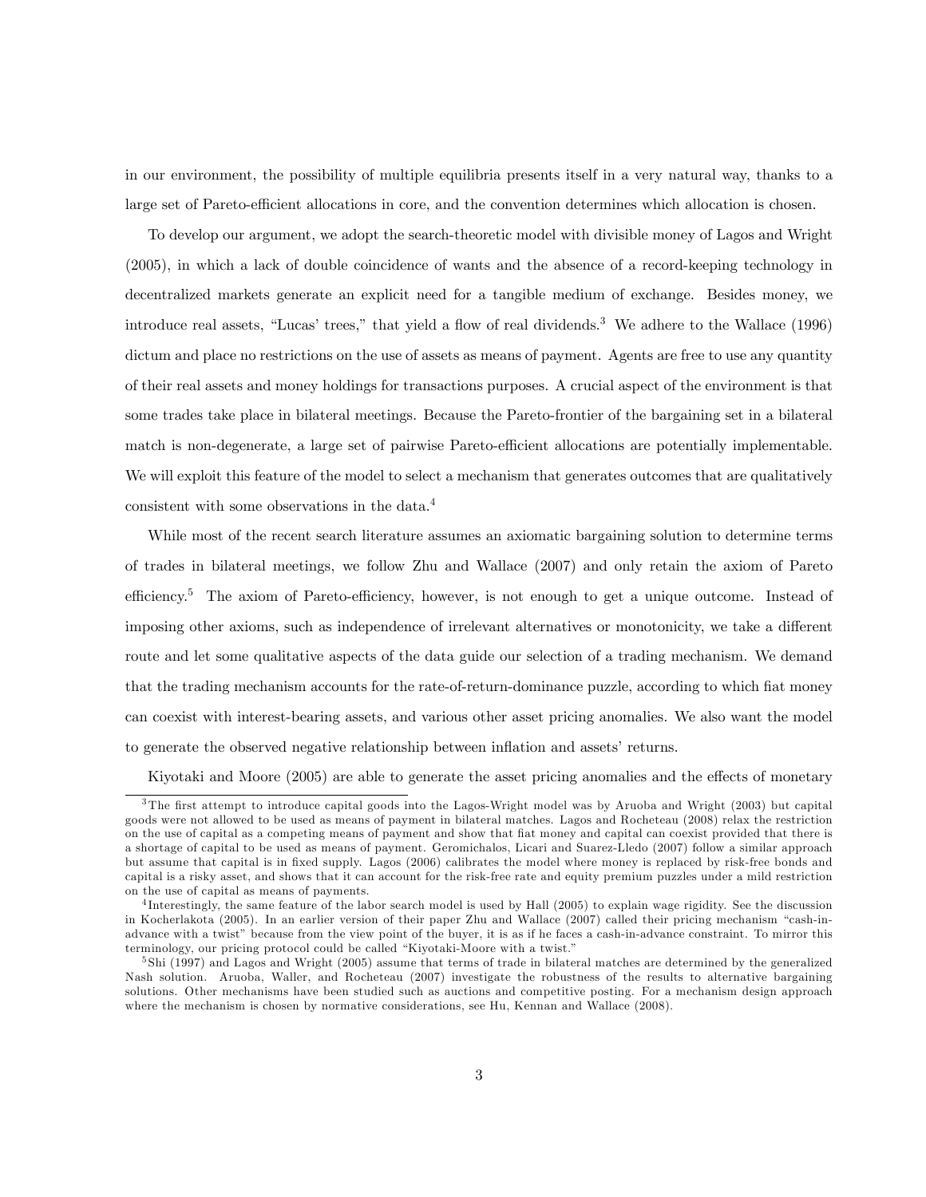in our environment, the possibility of multiple equilibria presents itself in a very natural way, thanks to a large set of Pareto-efficient allocations in core, and the convention determines which allocation is chosen.

To develop our argument, we adopt the search-theoretic model with divisible money of Lagos and Wright (2005), in which a lack of double coincidence of wants and the absence of a record-keeping technology in decentralized markets generate an explicit need for a tangible medium of exchange. Besides money, we introduce real assets, "Lucas' trees," that yield a flow of real dividends.[3] We adhere to the Wallace (1996) dictum and place no restrictions on the use of assets as means of payment. Agents are free to use any quantity of their real assets and money holdings for transactions purposes. A crucial aspect of the environment is that some trades take place in bilateral meetings. Because the Pareto-frontier of the bargaining set in a bilateral match is non-degenerate, a large set of pairwise Pareto-efficient allocations are potentially implementable. We will exploit this feature of the model to select a mechanism that generates outcomes that are qualitatively consistent with some observations in the data.[4]

While most of the recent search literature assumes an axiomatic bargaining solution to determine terms of trades in bilateral meetings, we follow Zhu and Wallace (2007) and only retain the axiom of Pareto efficiency.[5] The axiom of Pareto-efficiency, however, is not enough to get a unique outcome. Instead of imposing other axioms, such as independence of irrelevant alternatives or monotonicity, we take a different route and let some qualitative aspects of the data guide our selection of a trading mechanism. We demand that the trading mechanism accounts for the rate-of-return-dominance puzzle, according to which fiat money can coexist with interest-bearing assets, and various other asset pricing anomalies. We also want the model to generate the observed negative relationship between inflation and assets' returns.

Kiyotaki and Moore (2005) are able to generate the asset pricing anomalies and the effects of monetary

[3] The first attempt to introduce capital goods into the Lagos-Wright model was by Aruoba and Wright (2003) but capital goods were not allowed to be used as means of payment in bilateral matches. Lagos and Rocheteau (2008) relax the restriction on the use of capital as a competing means of payment and show that fiat money and capital can coexist provided that there is a shortage of capital to be used as means of payment. Geromichalos, Licari and Suarez-Lledo (2007) follow a similar approach but assume that capital is in fixed supply. Lagos (2006) calibrates the model where money is replaced by risk-free bonds and capital is a risky asset, and shows that it can account for the risk-free rate and equity premium puzzles under a mild restriction on the use of capital as means of payments.

[4] Interestingly, the same feature of the labor search model is used by Hall (2005) to explain wage rigidity. See the discussion in Kocherlakota (2005). In an earlier version of their paper Zhu and Wallace (2007) called their pricing mechanism "cash-in-advance with a twist" because from the view point of the buyer, it is as if he faces a cash-in-advance constraint. To mirror this terminology, our pricing protocol could be called "Kiyotaki-Moore with a twist."

[5] Shi (1997) and Lagos and Wright (2005) assume that terms of trade in bilateral matches are determined by the generalized Nash solution. Aruoba, Waller, and Rocheteau (2007) investigate the robustness of the results to alternative bargaining solutions. Other mechanisms have been studied such as auctions and competitive posting. For a mechanism design approach where the mechanism is chosen by normative considerations, see Hu, Kennan and Wallace (2008).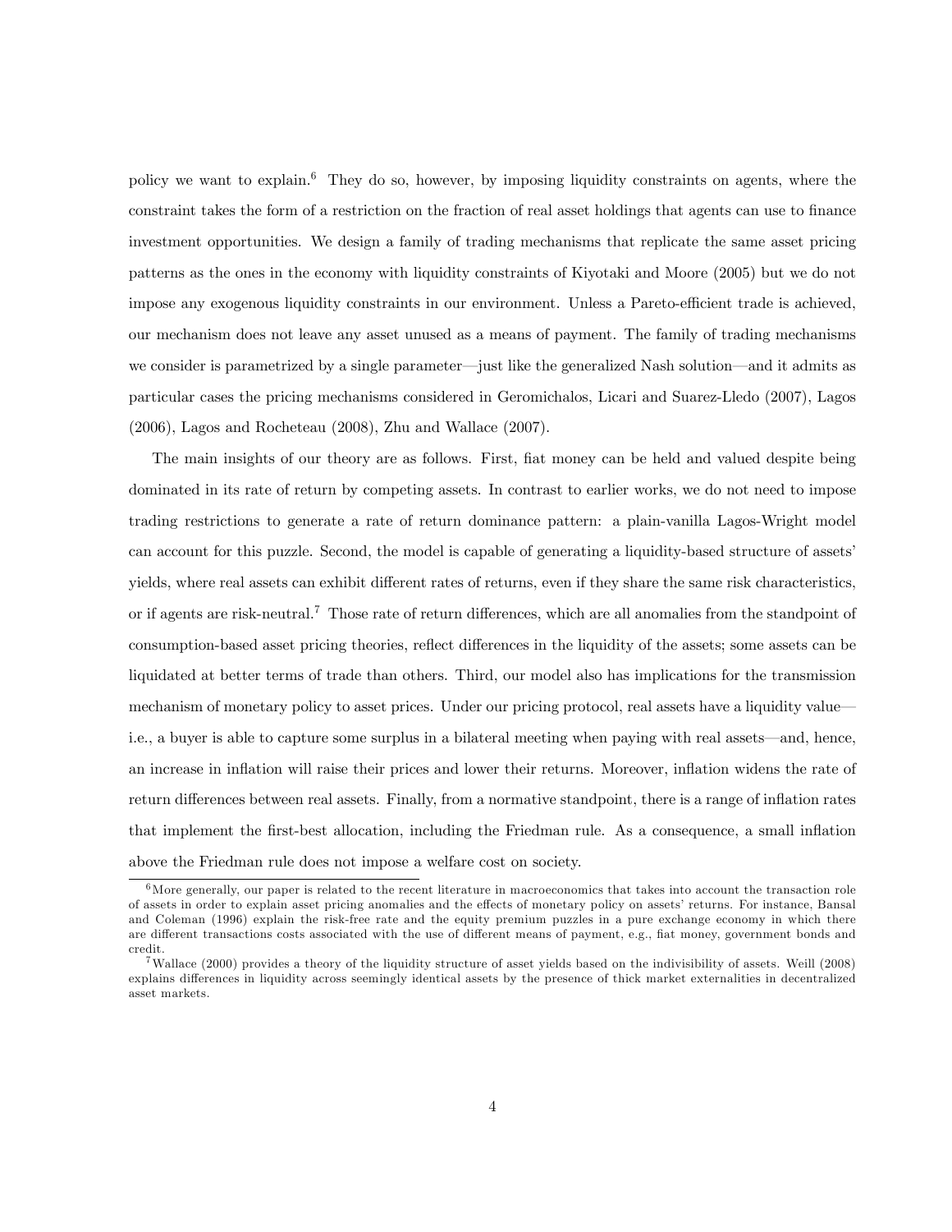policy we want to explain.[6] They do so, however, by imposing liquidity constraints on agents, where the constraint takes the form of a restriction on the fraction of real asset holdings that agents can use to finance investment opportunities. We design a family of trading mechanisms that replicate the same asset pricing patterns as the ones in the economy with liquidity constraints of Kiyotaki and Moore (2005) but we do not impose any exogenous liquidity constraints in our environment. Unless a Pareto-efficient trade is achieved, our mechanism does not leave any asset unused as a means of payment. The family of trading mechanisms we consider is parametrized by a single parameter—just like the generalized Nash solution—and it admits as particular cases the pricing mechanisms considered in Geromichalos, Licari and Suarez-Lledo (2007), Lagos (2006), Lagos and Rocheteau (2008), Zhu and Wallace (2007).

The main insights of our theory are as follows. First, fiat money can be held and valued despite being dominated in its rate of return by competing assets. In contrast to earlier works, we do not need to impose trading restrictions to generate a rate of return dominance pattern: a plain-vanilla Lagos-Wright model can account for this puzzle. Second, the model is capable of generating a liquidity-based structure of assets' yields, where real assets can exhibit different rates of returns, even if they share the same risk characteristics, or if agents are risk-neutral.[7] Those rate of return differences, which are all anomalies from the standpoint of consumption-based asset pricing theories, reflect differences in the liquidity of the assets; some assets can be liquidated at better terms of trade than others. Third, our model also has implications for the transmission mechanism of monetary policy to asset prices. Under our pricing protocol, real assets have a liquidity value—i.e., a buyer is able to capture some surplus in a bilateral meeting when paying with real assets—and, hence, an increase in inflation will raise their prices and lower their returns. Moreover, inflation widens the rate of return differences between real assets. Finally, from a normative standpoint, there is a range of inflation rates that implement the first-best allocation, including the Friedman rule. As a consequence, a small inflation above the Friedman rule does not impose a welfare cost on society.

[6] More generally, our paper is related to the recent literature in macroeconomics that takes into account the transaction role of assets in order to explain asset pricing anomalies and the effects of monetary policy on assets' returns. For instance, Bansal and Coleman (1996) explain the risk-free rate and the equity premium puzzles in a pure exchange economy in which there are different transactions costs associated with the use of different means of payment, e.g., fiat money, government bonds and credit.

[7] Wallace (2000) provides a theory of the liquidity structure of asset yields based on the indivisibility of assets. Weill (2008) explains differences in liquidity across seemingly identical assets by the presence of thick market externalities in decentralized asset markets.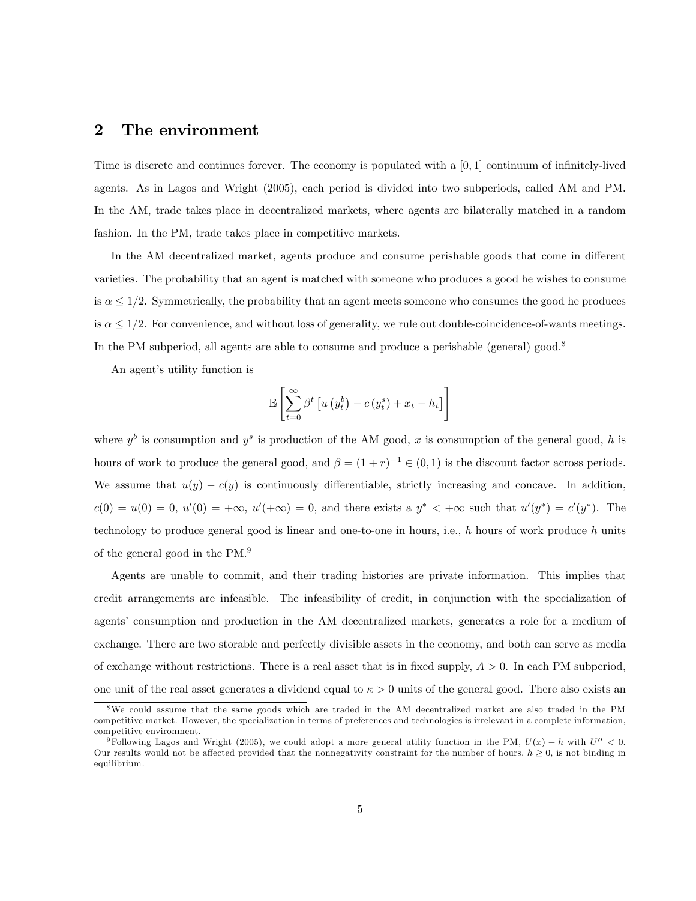## 2 The environment

Time is discrete and continues forever. The economy is populated with a $[0, 1]$ continuum of infinitely-lived agents. As in Lagos and Wright (2005), each period is divided into two subperiods, called AM and PM. In the AM, trade takes place in decentralized markets, where agents are bilaterally matched in a random fashion. In the PM, trade takes place in competitive markets.

In the AM decentralized market, agents produce and consume perishable goods that come in different varieties. The probability that an agent is matched with someone who produces a good he wishes to consume is $\alpha \leq 1/2$. Symmetrically, the probability that an agent meets someone who consumes the good he produces is $\alpha \leq 1/2$. For convenience, and without loss of generality, we rule out double-coincidence-of-wants meetings. In the PM subperiod, all agents are able to consume and produce a perishable (general) good.[8]

An agent's utility function is

$$\mathbb{E}\left[\sum_{t=0}^{\infty} \beta^t \left[u\left(y_t^b\right) - c\left(y_t^s\right) + x_t - h_t\right]\right]$$

where $y^b$ is consumption and $y^s$ is production of the AM good, $x$ is consumption of the general good, $h$ is hours of work to produce the general good, and $\beta = (1 + r)^{-1} \in (0, 1)$ is the discount factor across periods. We assume that $u(y) - c(y)$ is continuously differentiable, strictly increasing and concave. In addition, $c(0) = u(0) = 0$, $u'(0) = +\infty$, $u'(+\infty) = 0$, and there exists a $y^* < +\infty$ such that $u'(y^*) = c'(y^*)$. The technology to produce general good is linear and one-to-one in hours, i.e., $h$ hours of work produce $h$ units of the general good in the PM.[9]

Agents are unable to commit, and their trading histories are private information. This implies that credit arrangements are infeasible. The infeasibility of credit, in conjunction with the specialization of agents' consumption and production in the AM decentralized markets, generates a role for a medium of exchange. There are two storable and perfectly divisible assets in the economy, and both can serve as media of exchange without restrictions. There is a real asset that is in fixed supply, $A > 0$. In each PM subperiod, one unit of the real asset generates a dividend equal to $\kappa > 0$ units of the general good. There also exists an

---

[8] We could assume that the same goods which are traded in the AM decentralized market are also traded in the PM competitive market. However, the specialization in terms of preferences and technologies is irrelevant in a complete information, competitive environment.

[9] Following Lagos and Wright (2005), we could adopt a more general utility function in the PM, $U(x) - h$ with $U'' < 0$. Our results would not be affected provided that the nonnegativity constraint for the number of hours, $h \geq 0$, is not binding in equilibrium.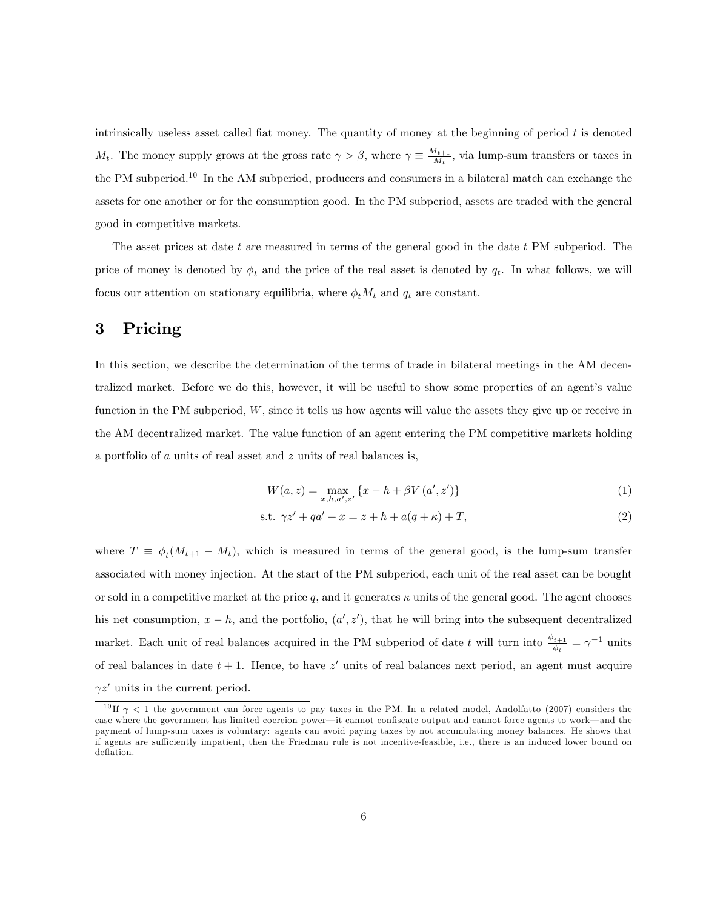intrinsically useless asset called fiat money. The quantity of money at the beginning of period $t$ is denoted $M_t$. The money supply grows at the gross rate $\gamma > \beta$, where $\gamma \equiv \frac{M_{t+1}}{M_t}$, via lump-sum transfers or taxes in the PM subperiod.[10] In the AM subperiod, producers and consumers in a bilateral match can exchange the assets for one another or for the consumption good. In the PM subperiod, assets are traded with the general good in competitive markets.

The asset prices at date $t$ are measured in terms of the general good in the date $t$ PM subperiod. The price of money is denoted by $\phi_t$ and the price of the real asset is denoted by $q_t$. In what follows, we will focus our attention on stationary equilibria, where $\phi_t M_t$ and $q_t$ are constant.

# 3 Pricing

In this section, we describe the determination of the terms of trade in bilateral meetings in the AM decentralized market. Before we do this, however, it will be useful to show some properties of an agent's value function in the PM subperiod, $W$, since it tells us how agents will value the assets they give up or receive in the AM decentralized market. The value function of an agent entering the PM competitive markets holding a portfolio of $a$ units of real asset and $z$ units of real balances is,

$$W(a, z) = \max_{x,h,a',z'} \{x - h + \beta V(a', z')\} \tag{1}$$

$$\text{s.t. } \gamma z' + qa' + x = z + h + a(q + \kappa) + T, \tag{2}$$

where $T \equiv \phi_t(M_{t+1} - M_t)$, which is measured in terms of the general good, is the lump-sum transfer associated with money injection. At the start of the PM subperiod, each unit of the real asset can be bought or sold in a competitive market at the price $q$, and it generates $\kappa$ units of the general good. The agent chooses his net consumption, $x - h$, and the portfolio, $(a', z')$, that he will bring into the subsequent decentralized market. Each unit of real balances acquired in the PM subperiod of date $t$ will turn into $\frac{\phi_{t+1}}{\phi_t} = \gamma^{-1}$ units of real balances in date $t+1$. Hence, to have $z'$ units of real balances next period, an agent must acquire $\gamma z'$ units in the current period.

[10] If $\gamma < 1$ the government can force agents to pay taxes in the PM. In a related model, Andolfatto (2007) considers the case where the government has limited coercion power—it cannot confiscate output and cannot force agents to work—and the payment of lump-sum taxes is voluntary: agents can avoid paying taxes by not accumulating money balances. He shows that if agents are sufficiently impatient, then the Friedman rule is not incentive-feasible, i.e., there is an induced lower bound on deflation.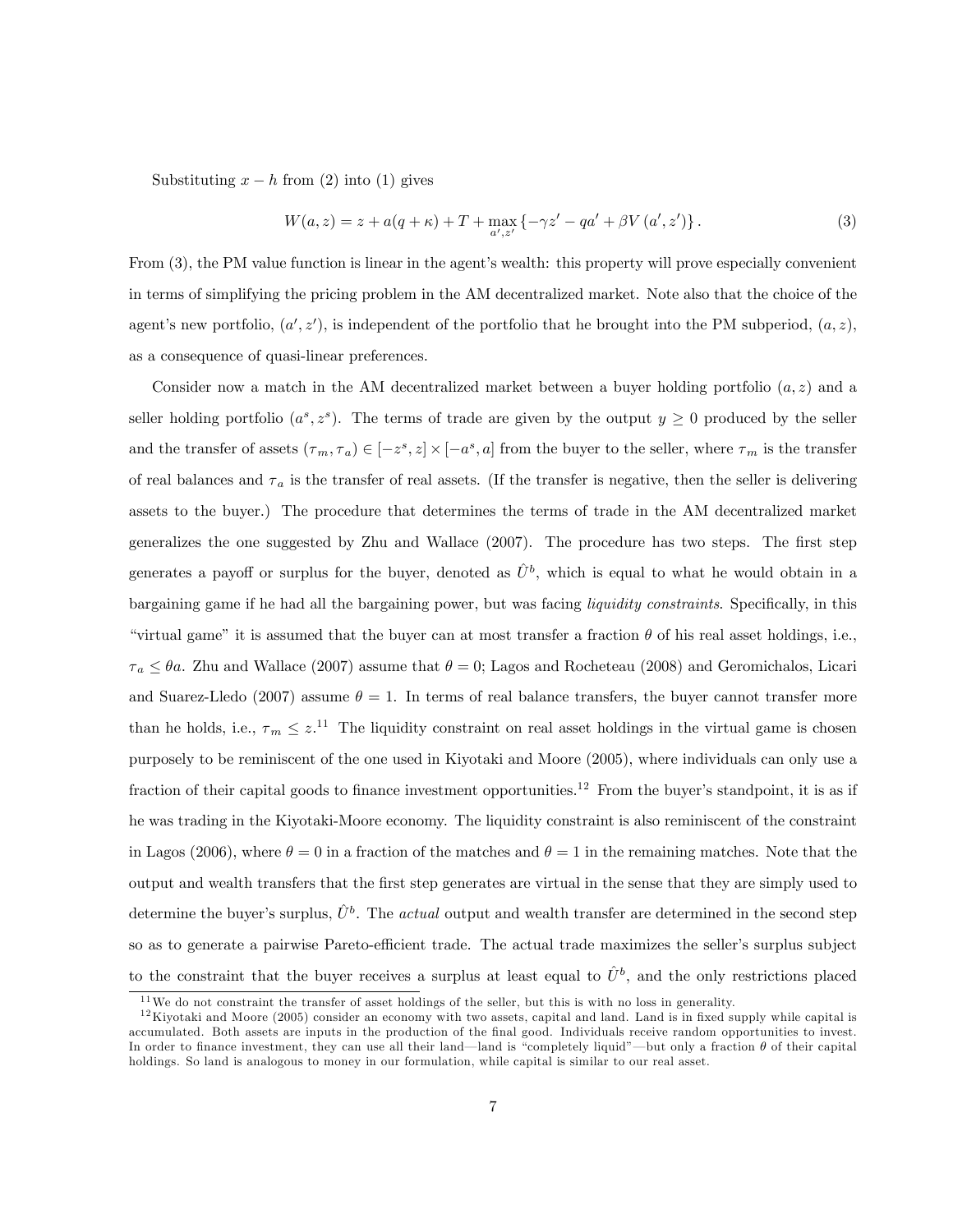Substituting $x - h$ from (2) into (1) gives

$$W(a, z) = z + a(q + \kappa) + T + \max_{a', z'} \{-\gamma z' - qa' + \beta V(a', z')\}. \tag{3}$$

From (3), the PM value function is linear in the agent's wealth: this property will prove especially convenient in terms of simplifying the pricing problem in the AM decentralized market. Note also that the choice of the agent's new portfolio, $(a', z')$, is independent of the portfolio that he brought into the PM subperiod, $(a, z)$, as a consequence of quasi-linear preferences.

Consider now a match in the AM decentralized market between a buyer holding portfolio $(a, z)$ and a seller holding portfolio $(a^s, z^s)$. The terms of trade are given by the output $y \geq 0$ produced by the seller and the transfer of assets $(\tau_m, \tau_a) \in [-z^s, z] \times [-a^s, a]$ from the buyer to the seller, where $\tau_m$ is the transfer of real balances and $\tau_a$ is the transfer of real assets. (If the transfer is negative, then the seller is delivering assets to the buyer.) The procedure that determines the terms of trade in the AM decentralized market generalizes the one suggested by Zhu and Wallace (2007). The procedure has two steps. The first step generates a payoff or surplus for the buyer, denoted as $\hat{U}^b$, which is equal to what he would obtain in a bargaining game if he had all the bargaining power, but was facing *liquidity constraints*. Specifically, in this "virtual game" it is assumed that the buyer can at most transfer a fraction $\theta$ of his real asset holdings, i.e., $\tau_a \leq \theta a$. Zhu and Wallace (2007) assume that $\theta = 0$; Lagos and Rocheteau (2008) and Geromichalos, Licari and Suarez-Lledo (2007) assume $\theta = 1$. In terms of real balance transfers, the buyer cannot transfer more than he holds, i.e., $\tau_m \leq z$.[11] The liquidity constraint on real asset holdings in the virtual game is chosen purposely to be reminiscent of the one used in Kiyotaki and Moore (2005), where individuals can only use a fraction of their capital goods to finance investment opportunities.[12] From the buyer's standpoint, it is as if he was trading in the Kiyotaki-Moore economy. The liquidity constraint is also reminiscent of the constraint in Lagos (2006), where $\theta = 0$ in a fraction of the matches and $\theta = 1$ in the remaining matches. Note that the output and wealth transfers that the first step generates are virtual in the sense that they are simply used to determine the buyer's surplus, $\hat{U}^b$. The *actual* output and wealth transfer are determined in the second step so as to generate a pairwise Pareto-efficient trade. The actual trade maximizes the seller's surplus subject to the constraint that the buyer receives a surplus at least equal to $\hat{U}^b$, and the only restrictions placed

[11] We do not constraint the transfer of asset holdings of the seller, but this is with no loss in generality.

[12] Kiyotaki and Moore (2005) consider an economy with two assets, capital and land. Land is in fixed supply while capital is accumulated. Both assets are inputs in the production of the final good. Individuals receive random opportunities to invest. In order to finance investment, they can use all their land—land is "completely liquid"—but only a fraction $\theta$ of their capital holdings. So land is analogous to money in our formulation, while capital is similar to our real asset.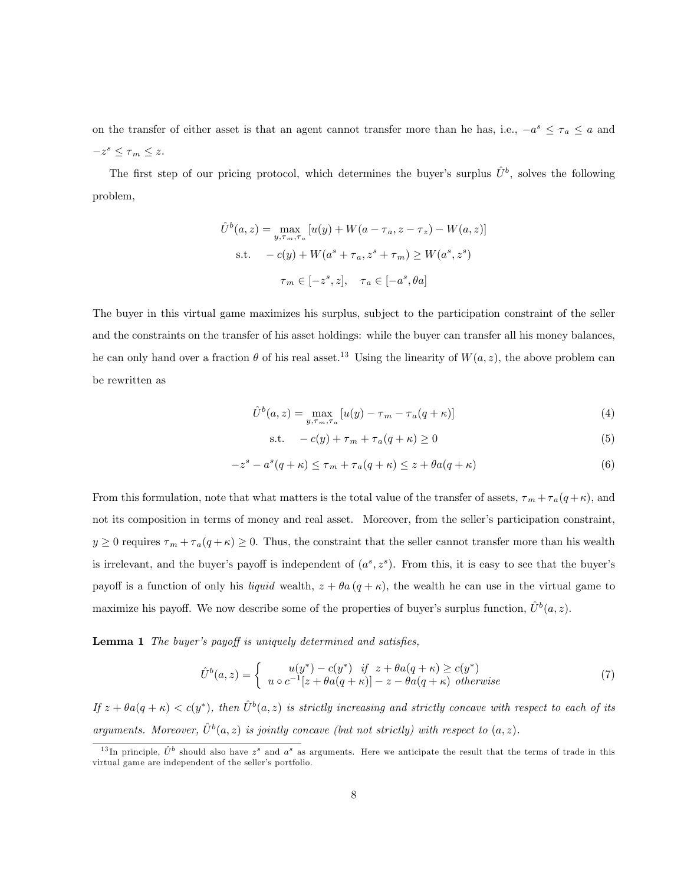on the transfer of either asset is that an agent cannot transfer more than he has, i.e., $-a^s \leq \tau_a \leq a$ and $-z^s \leq \tau_m \leq z$.

The first step of our pricing protocol, which determines the buyer's surplus $\hat{U}^b$, solves the following problem,

$$
\begin{aligned}
\hat{U}^b(a,z) = \max_{y,\tau_m,\tau_a} & \left[u(y) + W(a-\tau_a, z-\tau_z) - W(a,z)\right] \\
\text{s.t.} \quad & -c(y) + W(a^s+\tau_a, z^s+\tau_m) \geq W(a^s, z^s) \\
& \tau_m \in [-z^s, z], \quad \tau_a \in [-a^s, \theta a]
\end{aligned}
$$

The buyer in this virtual game maximizes his surplus, subject to the participation constraint of the seller and the constraints on the transfer of his asset holdings: while the buyer can transfer all his money balances, he can only hand over a fraction $\theta$ of his real asset.[13] Using the linearity of $W(a,z)$, the above problem can be rewritten as

$$
\hat{U}^b(a,z) = \max_{y,\tau_m,\tau_a} \left[u(y) - \tau_m - \tau_a(q+\kappa)\right] \tag{4}
$$

$$
\text{s.t.} \quad -c(y) + \tau_m + \tau_a(q+\kappa) \geq 0 \tag{5}
$$

$$
-z^s - a^s(q+\kappa) \leq \tau_m + \tau_a(q+\kappa) \leq z + \theta a(q+\kappa) \tag{6}
$$

From this formulation, note that what matters is the total value of the transfer of assets, $\tau_m + \tau_a(q+\kappa)$, and not its composition in terms of money and real asset. Moreover, from the seller's participation constraint, $y \geq 0$ requires $\tau_m + \tau_a(q+\kappa) \geq 0$. Thus, the constraint that the seller cannot transfer more than his wealth is irrelevant, and the buyer's payoff is independent of $(a^s, z^s)$. From this, it is easy to see that the buyer's payoff is a function of only his *liquid* wealth, $z + \theta a\,(q+\kappa)$, the wealth he can use in the virtual game to maximize his payoff. We now describe some of the properties of buyer's surplus function, $\hat{U}^b(a,z)$.

**Lemma 1** *The buyer's payoff is uniquely determined and satisfies,*

$$
\hat{U}^b(a,z) = \begin{cases} u(y^*) - c(y^*) & \text{if } \; z + \theta a(q+\kappa) \geq c(y^*) \\ u \circ c^{-1}[z + \theta a(q+\kappa)] - z - \theta a(q+\kappa) & \text{otherwise} \end{cases} \tag{7}
$$

*If $z + \theta a(q+\kappa) < c(y^*)$, then $\hat{U}^b(a,z)$ is strictly increasing and strictly concave with respect to each of its arguments. Moreover, $\hat{U}^b(a,z)$ is jointly concave (but not strictly) with respect to $(a,z)$.*

---

[13] In principle, $\hat{U}^b$ should also have $z^s$ and $a^s$ as arguments. Here we anticipate the result that the terms of trade in this virtual game are independent of the seller's portfolio.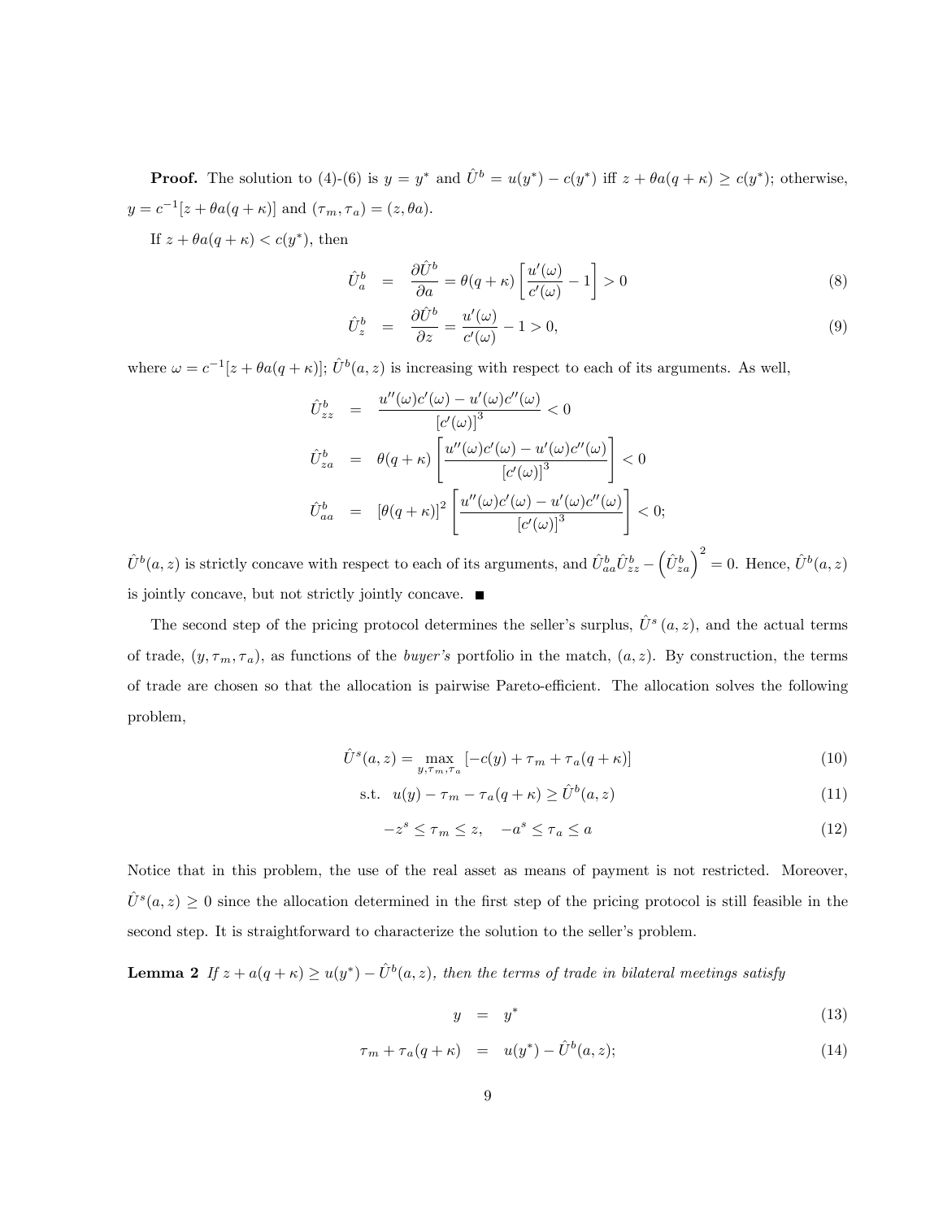**Proof.** The solution to (4)-(6) is $y = y^*$ and $\hat{U}^b = u(y^*) - c(y^*)$ iff $z + \theta a(q+\kappa) \geq c(y^*)$; otherwise, $y = c^{-1}[z + \theta a(q+\kappa)]$ and $(\tau_m, \tau_a) = (z, \theta a)$.

If $z + \theta a(q+\kappa) < c(y^*)$, then

$$\hat{U}^b_a = \frac{\partial \hat{U}^b}{\partial a} = \theta(q+\kappa)\left[\frac{u'(\omega)}{c'(\omega)} - 1\right] > 0 \tag{8}$$

$$\hat{U}^b_z = \frac{\partial \hat{U}^b}{\partial z} = \frac{u'(\omega)}{c'(\omega)} - 1 > 0, \tag{9}$$

where $\omega = c^{-1}[z + \theta a(q+\kappa)]$; $\hat{U}^b(a,z)$ is increasing with respect to each of its arguments. As well,

$$\hat{U}^b_{zz} = \frac{u''(\omega)c'(\omega) - u'(\omega)c''(\omega)}{[c'(\omega)]^3} < 0$$

$$\hat{U}^b_{za} = \theta(q+\kappa)\left[\frac{u''(\omega)c'(\omega) - u'(\omega)c''(\omega)}{[c'(\omega)]^3}\right] < 0$$

$$\hat{U}^b_{aa} = [\theta(q+\kappa)]^2\left[\frac{u''(\omega)c'(\omega) - u'(\omega)c''(\omega)}{[c'(\omega)]^3}\right] < 0;$$

$\hat{U}^b(a,z)$ is strictly concave with respect to each of its arguments, and $\hat{U}^b_{aa}\hat{U}^b_{zz} - \left(\hat{U}^b_{za}\right)^2 = 0$. Hence, $\hat{U}^b(a,z)$ is jointly concave, but not strictly jointly concave. ■

The second step of the pricing protocol determines the seller's surplus, $\hat{U}^s(a,z)$, and the actual terms of trade, $(y, \tau_m, \tau_a)$, as functions of the *buyer's* portfolio in the match, $(a,z)$. By construction, the terms of trade are chosen so that the allocation is pairwise Pareto-efficient. The allocation solves the following problem,

$$\hat{U}^s(a,z) = \max_{y,\tau_m,\tau_a} [-c(y) + \tau_m + \tau_a(q+\kappa)] \tag{10}$$

$$\text{s.t. } \; u(y) - \tau_m - \tau_a(q+\kappa) \geq \hat{U}^b(a,z) \tag{11}$$

$$-z^s \leq \tau_m \leq z, \quad -a^s \leq \tau_a \leq a \tag{12}$$

Notice that in this problem, the use of the real asset as means of payment is not restricted. Moreover, $\hat{U}^s(a,z) \geq 0$ since the allocation determined in the first step of the pricing protocol is still feasible in the second step. It is straightforward to characterize the solution to the seller's problem.

**Lemma 2** *If $z + a(q+\kappa) \geq u(y^*) - \hat{U}^b(a,z)$, then the terms of trade in bilateral meetings satisfy*

$$y = y^* \tag{13}$$

$$\tau_m + \tau_a(q+\kappa) = u(y^*) - \hat{U}^b(a,z); \tag{14}$$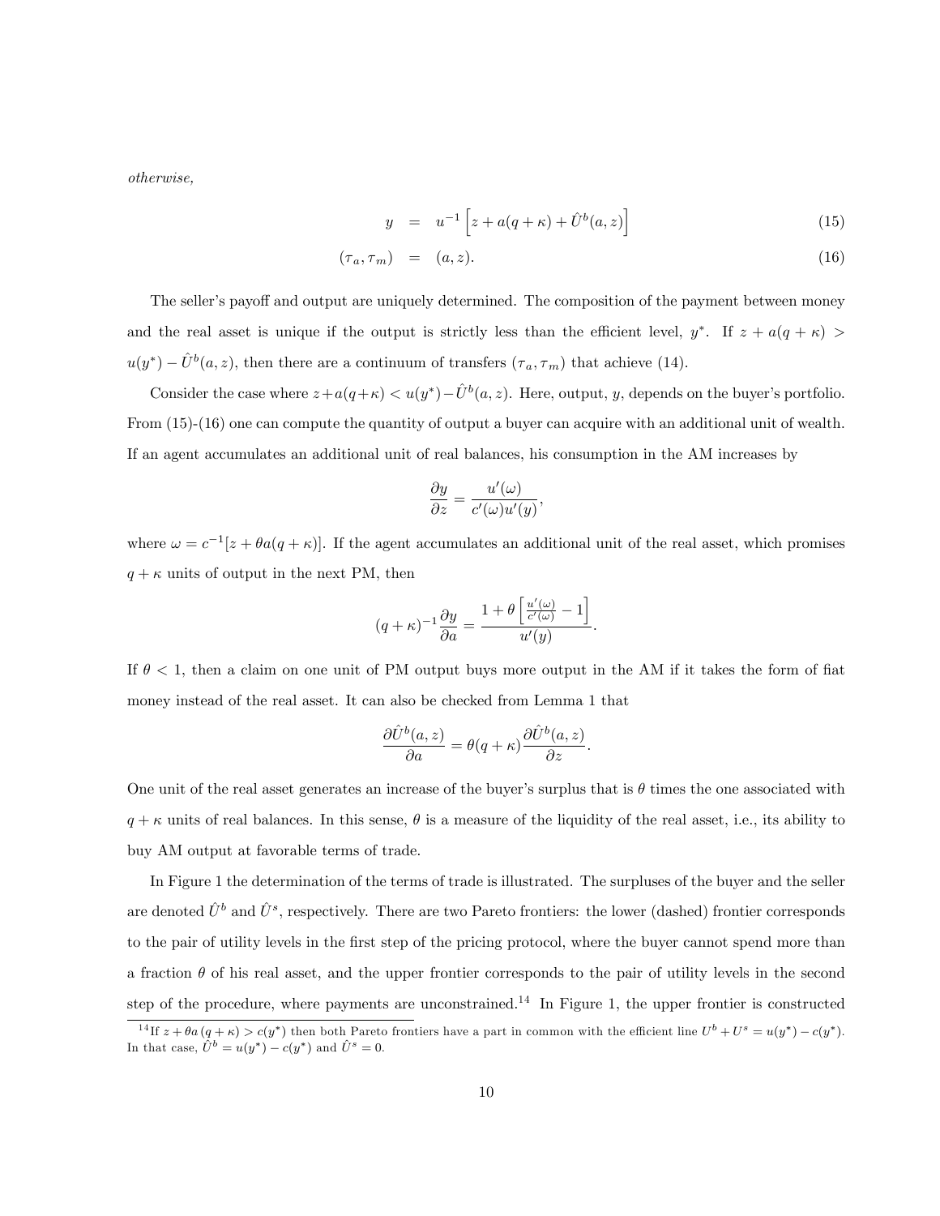*otherwise,*

$$y = u^{-1}\left[z + a(q+\kappa) + \hat{U}^b(a,z)\right] \tag{15}$$

$$(\tau_a, \tau_m) = (a, z). \tag{16}$$

The seller's payoff and output are uniquely determined. The composition of the payment between money and the real asset is unique if the output is strictly less than the efficient level, $y^*$. If $z + a(q+\kappa) > u(y^*) - \hat{U}^b(a,z)$, then there are a continuum of transfers $(\tau_a, \tau_m)$ that achieve (14).

Consider the case where $z + a(q+\kappa) < u(y^*) - \hat{U}^b(a,z)$. Here, output, $y$, depends on the buyer's portfolio. From (15)-(16) one can compute the quantity of output a buyer can acquire with an additional unit of wealth. If an agent accumulates an additional unit of real balances, his consumption in the AM increases by

$$\frac{\partial y}{\partial z} = \frac{u'(\omega)}{c'(\omega)u'(y)},$$

where $\omega = c^{-1}[z + \theta a(q+\kappa)]$. If the agent accumulates an additional unit of the real asset, which promises $q + \kappa$ units of output in the next PM, then

$$(q+\kappa)^{-1}\frac{\partial y}{\partial a} = \frac{1 + \theta\left[\frac{u'(\omega)}{c'(\omega)} - 1\right]}{u'(y)}.$$

If $\theta < 1$, then a claim on one unit of PM output buys more output in the AM if it takes the form of fiat money instead of the real asset. It can also be checked from Lemma 1 that

$$\frac{\partial \hat{U}^b(a,z)}{\partial a} = \theta(q+\kappa)\frac{\partial \hat{U}^b(a,z)}{\partial z}.$$

One unit of the real asset generates an increase of the buyer's surplus that is $\theta$ times the one associated with $q + \kappa$ units of real balances. In this sense, $\theta$ is a measure of the liquidity of the real asset, i.e., its ability to buy AM output at favorable terms of trade.

In Figure 1 the determination of the terms of trade is illustrated. The surpluses of the buyer and the seller are denoted $\hat{U}^b$ and $\hat{U}^s$, respectively. There are two Pareto frontiers: the lower (dashed) frontier corresponds to the pair of utility levels in the first step of the pricing protocol, where the buyer cannot spend more than a fraction $\theta$ of his real asset, and the upper frontier corresponds to the pair of utility levels in the second step of the procedure, where payments are unconstrained.[14] In Figure 1, the upper frontier is constructed

[14] If $z + \theta a(q+\kappa) > c(y^*)$ then both Pareto frontiers have a part in common with the efficient line $U^b + U^s = u(y^*) - c(y^*)$. In that case, $\hat{U}^b = u(y^*) - c(y^*)$ and $\hat{U}^s = 0$.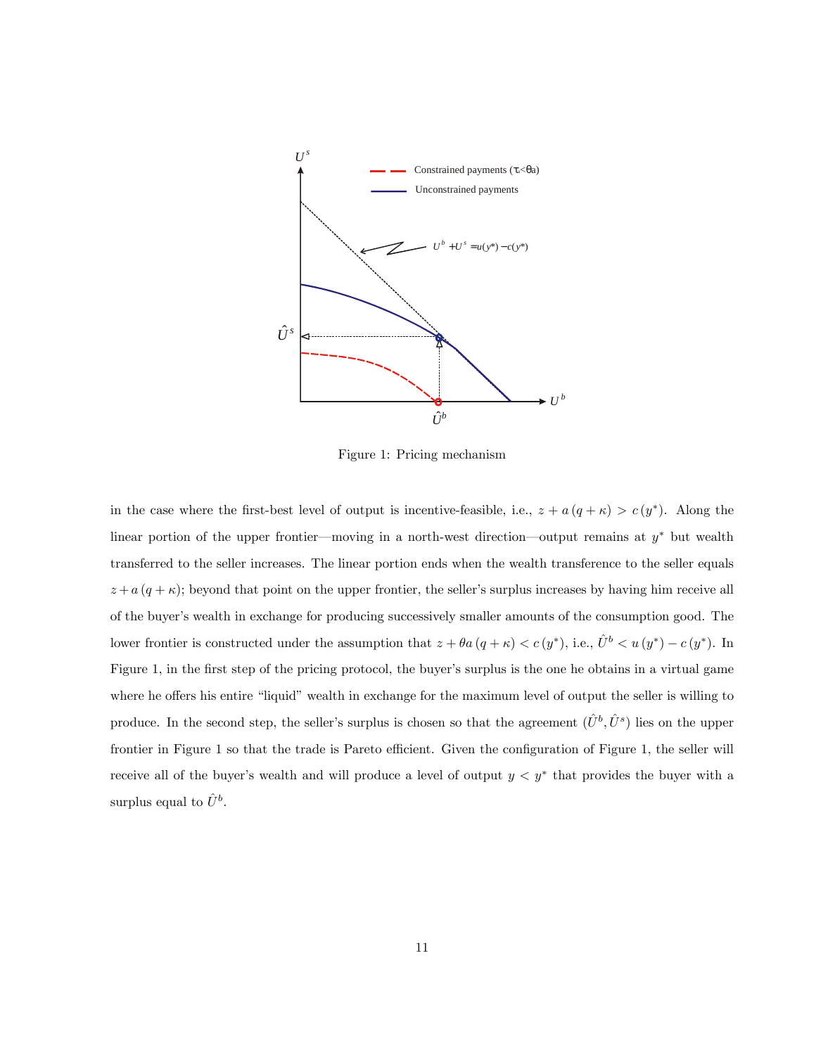Figure 1: Pricing mechanism

in the case where the first-best level of output is incentive-feasible, i.e., $z + a(q+\kappa) > c(y^*)$. Along the linear portion of the upper frontier—moving in a north-west direction—output remains at $y^*$ but wealth transferred to the seller increases. The linear portion ends when the wealth transference to the seller equals $z + a(q+\kappa)$; beyond that point on the upper frontier, the seller's surplus increases by having him receive all of the buyer's wealth in exchange for producing successively smaller amounts of the consumption good. The lower frontier is constructed under the assumption that $z + \theta a(q+\kappa) < c(y^*)$, i.e., $\hat{U}^b < u(y^*) - c(y^*)$. In Figure 1, in the first step of the pricing protocol, the buyer's surplus is the one he obtains in a virtual game where he offers his entire "liquid" wealth in exchange for the maximum level of output the seller is willing to produce. In the second step, the seller's surplus is chosen so that the agreement $(\hat{U}^b, \hat{U}^s)$ lies on the upper frontier in Figure 1 so that the trade is Pareto efficient. Given the configuration of Figure 1, the seller will receive all of the buyer's wealth and will produce a level of output $y < y^*$ that provides the buyer with a surplus equal to $\hat{U}^b$.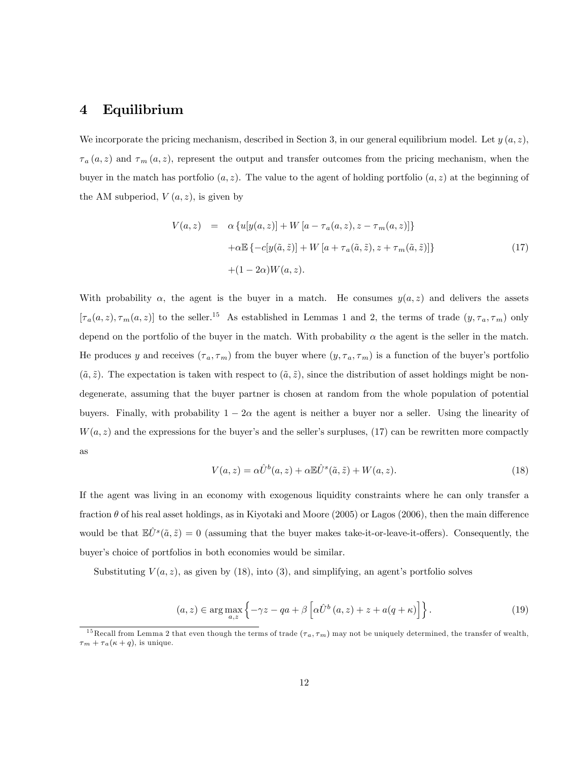# 4 Equilibrium

We incorporate the pricing mechanism, described in Section 3, in our general equilibrium model. Let $y(a,z)$, $\tau_a(a,z)$ and $\tau_m(a,z)$, represent the output and transfer outcomes from the pricing mechanism, when the buyer in the match has portfolio $(a,z)$. The value to the agent of holding portfolio $(a,z)$ at the beginning of the AM subperiod, $V(a,z)$, is given by

$$
\begin{aligned}
V(a,z) &= \alpha\left\{u[y(a,z)] + W\left[a-\tau_a(a,z), z-\tau_m(a,z)\right]\right\} \\
&\quad + \alpha\mathbb{E}\left\{-c[y(\tilde{a},\tilde{z})] + W\left[a+\tau_a(\tilde{a},\tilde{z}), z+\tau_m(\tilde{a},\tilde{z})\right]\right\} \\
&\quad + (1-2\alpha)W(a,z).
\end{aligned} \tag{17}
$$

With probability $\alpha$, the agent is the buyer in a match. He consumes $y(a,z)$ and delivers the assets $[\tau_a(a,z), \tau_m(a,z)]$ to the seller.[15] As established in Lemmas 1 and 2, the terms of trade $(y, \tau_a, \tau_m)$ only depend on the portfolio of the buyer in the match. With probability $\alpha$ the agent is the seller in the match. He produces $y$ and receives $(\tau_a, \tau_m)$ from the buyer where $(y, \tau_a, \tau_m)$ is a function of the buyer's portfolio $(\tilde{a}, \tilde{z})$. The expectation is taken with respect to $(\tilde{a}, \tilde{z})$, since the distribution of asset holdings might be non-degenerate, assuming that the buyer partner is chosen at random from the whole population of potential buyers. Finally, with probability $1-2\alpha$ the agent is neither a buyer nor a seller. Using the linearity of $W(a,z)$ and the expressions for the buyer's and the seller's surpluses, (17) can be rewritten more compactly as

$$
V(a,z) = \alpha\hat{U}^b(a,z) + \alpha\mathbb{E}\hat{U}^s(\tilde{a},\tilde{z}) + W(a,z). \tag{18}
$$

If the agent was living in an economy with exogenous liquidity constraints where he can only transfer a fraction $\theta$ of his real asset holdings, as in Kiyotaki and Moore (2005) or Lagos (2006), then the main difference would be that $\mathbb{E}\hat{U}^s(\tilde{a},\tilde{z}) = 0$ (assuming that the buyer makes take-it-or-leave-it-offers). Consequently, the buyer's choice of portfolios in both economies would be similar.

Substituting $V(a,z)$, as given by (18), into (3), and simplifying, an agent's portfolio solves

$$
(a,z) \in \arg\max_{a,z}\left\{-\gamma z - qa + \beta\left[\alpha\hat{U}^b(a,z) + z + a(q+\kappa)\right]\right\}. \tag{19}
$$

[15] Recall from Lemma 2 that even though the terms of trade $(\tau_a, \tau_m)$ may not be uniquely determined, the transfer of wealth, $\tau_m + \tau_a(\kappa + q)$, is unique.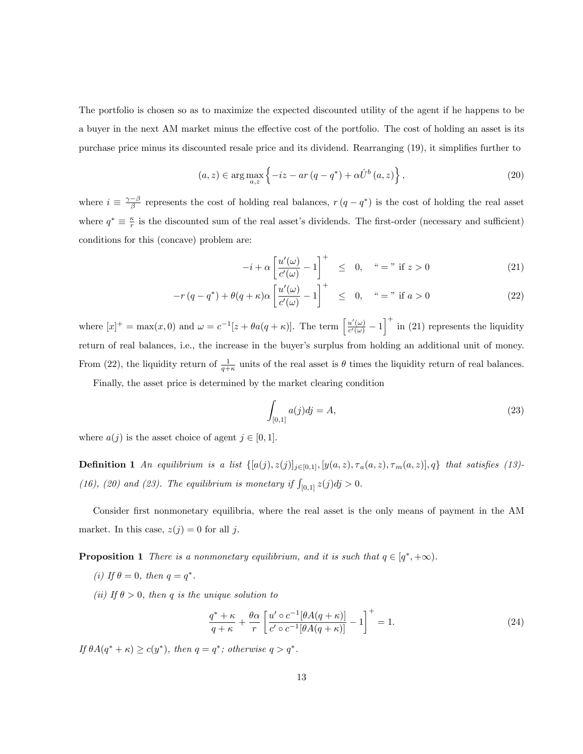The portfolio is chosen so as to maximize the expected discounted utility of the agent if he happens to be a buyer in the next AM market minus the effective cost of the portfolio. The cost of holding an asset is its purchase price minus its discounted resale price and its dividend. Rearranging (19), it simplifies further to

$$(a, z) \in \arg\max_{a,z} \left\{ -iz - ar\left(q - q^*\right) + \alpha \hat{U}^b\left(a, z\right) \right\}, \tag{20}$$

where $i \equiv \frac{\gamma - \beta}{\beta}$ represents the cost of holding real balances, $r\left(q - q^*\right)$ is the cost of holding the real asset where $q^* \equiv \frac{\kappa}{r}$ is the discounted sum of the real asset's dividends. The first-order (necessary and sufficient) conditions for this (concave) problem are:

$$-i + \alpha \left[\frac{u'(\omega)}{c'(\omega)} - 1\right]^+ \leq 0, \quad \text{"} = \text{" if } z > 0 \tag{21}$$

$$-r\left(q - q^*\right) + \theta(q + \kappa)\alpha \left[\frac{u'(\omega)}{c'(\omega)} - 1\right]^+ \leq 0, \quad \text{"} = \text{" if } a > 0 \tag{22}$$

where $[x]^+ = \max(x, 0)$ and $\omega = c^{-1}[z + \theta a(q + \kappa)]$. The term $\left[\frac{u'(\omega)}{c'(\omega)} - 1\right]^+$ in (21) represents the liquidity return of real balances, i.e., the increase in the buyer's surplus from holding an additional unit of money. From (22), the liquidity return of $\frac{1}{q+\kappa}$ units of the real asset is $\theta$ times the liquidity return of real balances.

Finally, the asset price is determined by the market clearing condition

$$\int_{[0,1]} a(j)dj = A, \tag{23}$$

where $a(j)$ is the asset choice of agent $j \in [0, 1]$.

**Definition 1** *An equilibrium is a list* $\{[a(j), z(j)]_{j \in [0,1]}, [y(a, z), \tau_a(a, z), \tau_m(a, z)], q\}$ *that satisfies (13)-(16), (20) and (23). The equilibrium is monetary if* $\int_{[0,1]} z(j)dj > 0$.

Consider first nonmonetary equilibria, where the real asset is the only means of payment in the AM market. In this case, $z(j) = 0$ for all $j$.

**Proposition 1** *There is a nonmonetary equilibrium, and it is such that* $q \in [q^*, +\infty)$.

*(i) If* $\theta = 0$*, then* $q = q^*$.

*(ii) If* $\theta > 0$*, then* $q$ *is the unique solution to*

$$\frac{q^* + \kappa}{q + \kappa} + \frac{\theta \alpha}{r} \left[\frac{u' \circ c^{-1}[\theta A(q + \kappa)]}{c' \circ c^{-1}[\theta A(q + \kappa)]} - 1\right]^+ = 1. \tag{24}$$

*If* $\theta A(q^* + \kappa) \geq c(y^*)$*, then* $q = q^*$*; otherwise* $q > q^*$.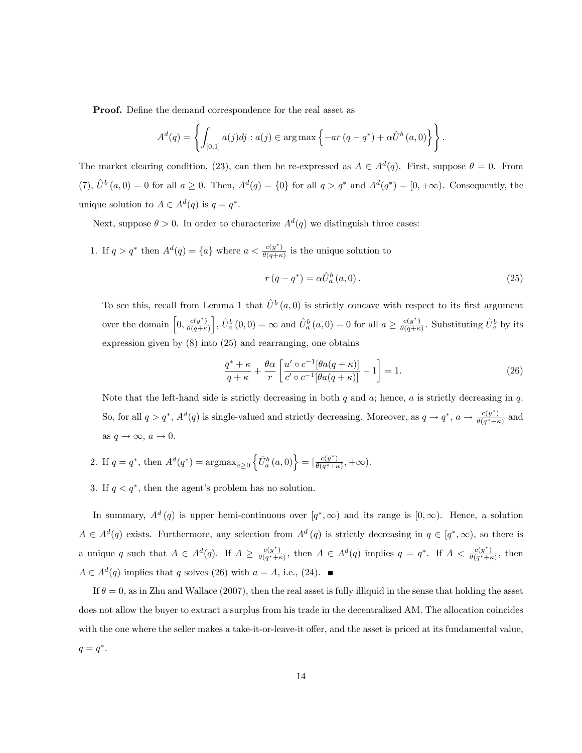**Proof.** Define the demand correspondence for the real asset as

$$A^d(q) = \left\{ \int_{[0,1]} a(j)dj : a(j) \in \arg\max \left\{ -ar(q - q^*) + \alpha \hat{U}^b(a, 0) \right\} \right\}.$$

The market clearing condition, (23), can then be re-expressed as $A \in A^d(q)$. First, suppose $\theta = 0$. From (7), $\hat{U}^b(a, 0) = 0$ for all $a \geq 0$. Then, $A^d(q) = \{0\}$ for all $q > q^*$ and $A^d(q^*) = [0, +\infty)$. Consequently, the unique solution to $A \in A^d(q)$ is $q = q^*$.

Next, suppose $\theta > 0$. In order to characterize $A^d(q)$ we distinguish three cases:

1. If $q > q^*$ then $A^d(q) = \{a\}$ where $a < \frac{c(y^*)}{\theta(q+\kappa)}$ is the unique solution to

$$r(q - q^*) = \alpha \hat{U}^b_a(a, 0). \tag{25}$$

   To see this, recall from Lemma 1 that $\hat{U}^b(a, 0)$ is strictly concave with respect to its first argument over the domain $\left[0, \frac{c(y^*)}{\theta(q+\kappa)}\right]$, $\hat{U}^b_a(0, 0) = \infty$ and $\hat{U}^b_a(a, 0) = 0$ for all $a \geq \frac{c(y^*)}{\theta(q+\kappa)}$. Substituting $\hat{U}^b_a$ by its expression given by (8) into (25) and rearranging, one obtains

$$\frac{q^* + \kappa}{q + \kappa} + \frac{\theta\alpha}{r} \left[ \frac{u' \circ c^{-1}[\theta a(q + \kappa)]}{c' \circ c^{-1}[\theta a(q + \kappa)]} - 1 \right] = 1. \tag{26}$$

   Note that the left-hand side is strictly decreasing in both $q$ and $a$; hence, $a$ is strictly decreasing in $q$. So, for all $q > q^*$, $A^d(q)$ is single-valued and strictly decreasing. Moreover, as $q \to q^*$, $a \to \frac{c(y^*)}{\theta(q^*+\kappa)}$ and as $q \to \infty$, $a \to 0$.

2. If $q = q^*$, then $A^d(q^*) = \text{argmax}_{a \geq 0} \left\{ \hat{U}^b_a(a, 0) \right\} = [\frac{c(y^*)}{\theta(q^*+\kappa)}, +\infty)$.

3. If $q < q^*$, then the agent's problem has no solution.

In summary, $A^d(q)$ is upper hemi-continuous over $[q^*, \infty)$ and its range is $[0, \infty)$. Hence, a solution $A \in A^d(q)$ exists. Furthermore, any selection from $A^d(q)$ is strictly decreasing in $q \in [q^*, \infty)$, so there is a unique $q$ such that $A \in A^d(q)$. If $A \geq \frac{c(y^*)}{\theta(q^*+\kappa)}$, then $A \in A^d(q)$ implies $q = q^*$. If $A < \frac{c(y^*)}{\theta(q^*+\kappa)}$, then $A \in A^d(q)$ implies that $q$ solves (26) with $a = A$, i.e., (24). ∎

If $\theta = 0$, as in Zhu and Wallace (2007), then the real asset is fully illiquid in the sense that holding the asset does not allow the buyer to extract a surplus from his trade in the decentralized AM. The allocation coincides with the one where the seller makes a take-it-or-leave-it offer, and the asset is priced at its fundamental value, $q = q^*$.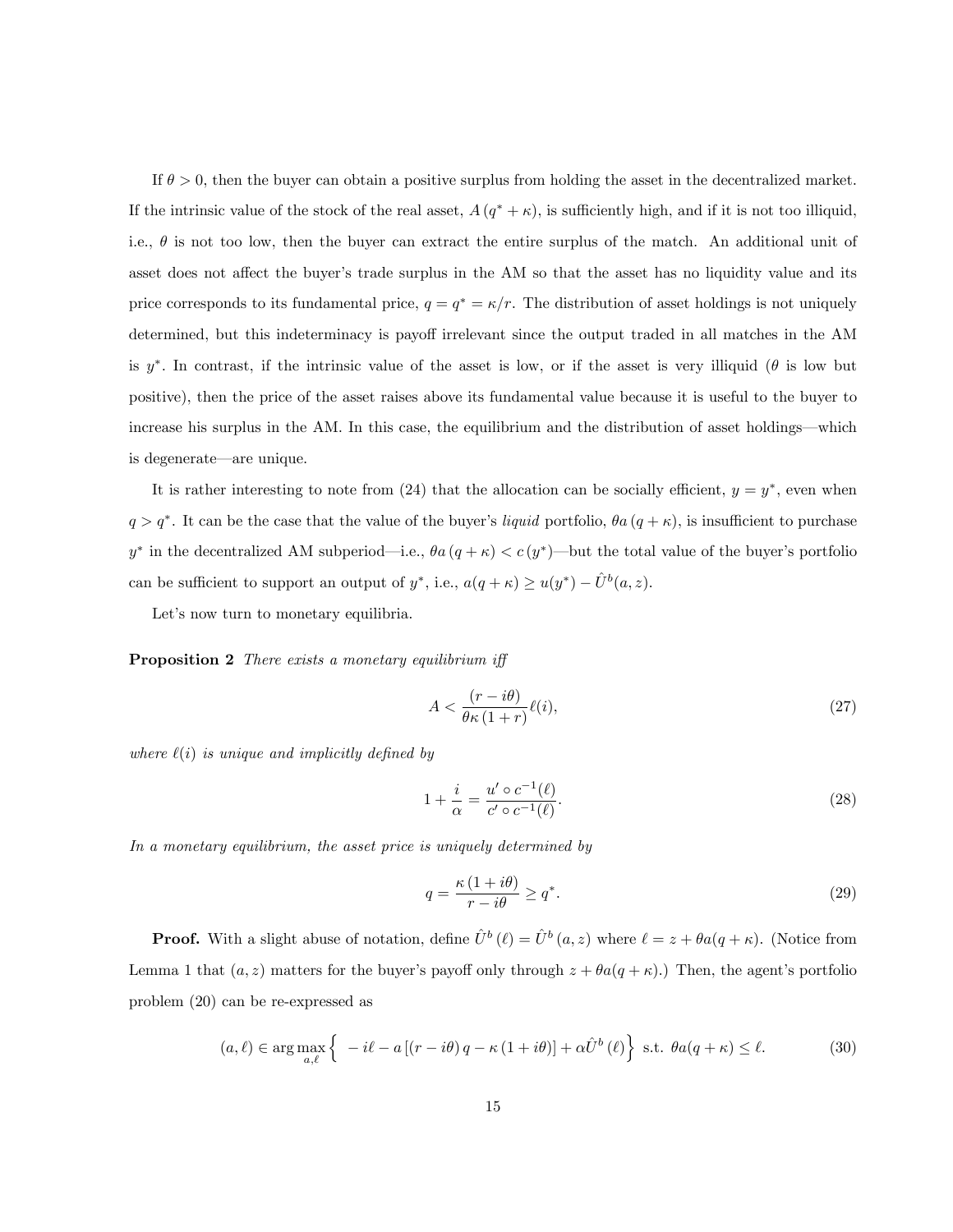If $\theta > 0$, then the buyer can obtain a positive surplus from holding the asset in the decentralized market. If the intrinsic value of the stock of the real asset, $A(q^* + \kappa)$, is sufficiently high, and if it is not too illiquid, i.e., $\theta$ is not too low, then the buyer can extract the entire surplus of the match. An additional unit of asset does not affect the buyer's trade surplus in the AM so that the asset has no liquidity value and its price corresponds to its fundamental price, $q = q^* = \kappa/r$. The distribution of asset holdings is not uniquely determined, but this indeterminacy is payoff irrelevant since the output traded in all matches in the AM is $y^*$. In contrast, if the intrinsic value of the asset is low, or if the asset is very illiquid ($\theta$ is low but positive), then the price of the asset raises above its fundamental value because it is useful to the buyer to increase his surplus in the AM. In this case, the equilibrium and the distribution of asset holdings—which is degenerate—are unique.

It is rather interesting to note from (24) that the allocation can be socially efficient, $y = y^*$, even when $q > q^*$. It can be the case that the value of the buyer's *liquid* portfolio, $\theta a(q + \kappa)$, is insufficient to purchase $y^*$ in the decentralized AM subperiod—i.e., $\theta a(q + \kappa) < c(y^*)$—but the total value of the buyer's portfolio can be sufficient to support an output of $y^*$, i.e., $a(q + \kappa) \geq u(y^*) - \hat{U}^b(a, z)$.

Let's now turn to monetary equilibria.

**Proposition 2** *There exists a monetary equilibrium iff*

$$A < \frac{(r - i\theta)}{\theta\kappa(1 + r)}\ell(i), \tag{27}$$

*where $\ell(i)$ is unique and implicitly defined by*

$$1 + \frac{i}{\alpha} = \frac{u' \circ c^{-1}(\ell)}{c' \circ c^{-1}(\ell)}. \tag{28}$$

*In a monetary equilibrium, the asset price is uniquely determined by*

$$q = \frac{\kappa(1 + i\theta)}{r - i\theta} \geq q^*. \tag{29}$$

**Proof.** With a slight abuse of notation, define $\hat{U}^b(\ell) = \hat{U}^b(a, z)$ where $\ell = z + \theta a(q + \kappa)$. (Notice from Lemma 1 that $(a, z)$ matters for the buyer's payoff only through $z + \theta a(q + \kappa)$.) Then, the agent's portfolio problem (20) can be re-expressed as

$$(a, \ell) \in \arg\max_{a,\ell} \left\{ -i\ell - a\left[(r - i\theta)q - \kappa(1 + i\theta)\right] + \alpha\hat{U}^b(\ell) \right\} \text{ s.t. } \theta a(q + \kappa) \leq \ell. \tag{30}$$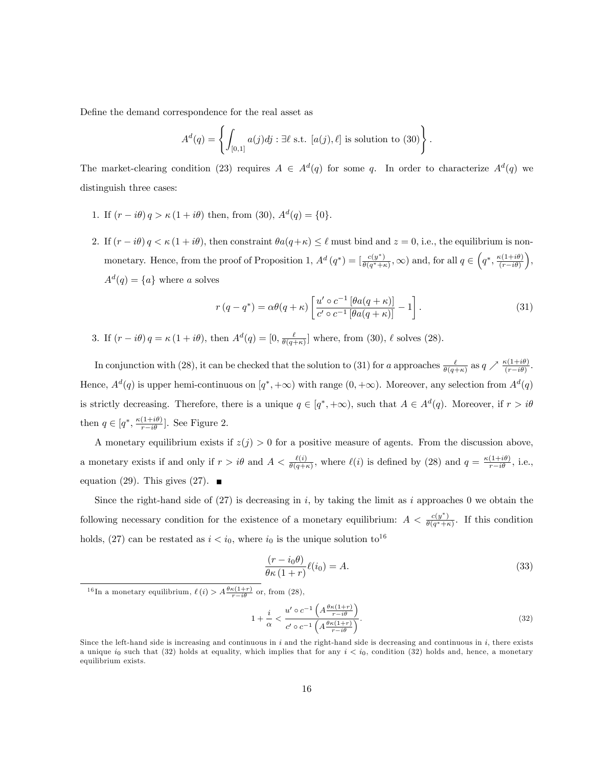Define the demand correspondence for the real asset as

$$A^d(q) = \left\{ \int_{[0,1]} a(j)dj : \exists \ell \text{ s.t. } [a(j), \ell] \text{ is solution to (30)} \right\}.$$

The market-clearing condition (23) requires $A \in A^d(q)$ for some $q$. In order to characterize $A^d(q)$ we distinguish three cases:

1. If $(r - i\theta) q > \kappa (1 + i\theta)$ then, from (30), $A^d(q) = \{0\}$.

2. If $(r - i\theta) q < \kappa (1 + i\theta)$, then constraint $\theta a(q+\kappa) \leq \ell$ must bind and $z = 0$, i.e., the equilibrium is non-monetary. Hence, from the proof of Proposition 1, $A^d(q^*) = [\frac{c(y^*)}{\theta(q^*+\kappa)}, \infty)$ and, for all $q \in \left(q^*, \frac{\kappa(1+i\theta)}{(r-i\theta)}\right)$, $A^d(q) = \{a\}$ where $a$ solves

$$r(q - q^*) = \alpha\theta(q+\kappa)\left[\frac{u' \circ c^{-1}[\theta a(q+\kappa)]}{c' \circ c^{-1}[\theta a(q+\kappa)]} - 1\right]. \tag{31}$$

3. If $(r - i\theta) q = \kappa (1 + i\theta)$, then $A^d(q) = [0, \frac{\ell}{\theta(q+\kappa)}]$ where, from (30), $\ell$ solves (28).

In conjunction with (28), it can be checked that the solution to (31) for $a$ approaches $\frac{\ell}{\theta(q+\kappa)}$ as $q \nearrow \frac{\kappa(1+i\theta)}{(r-i\theta)}$. Hence, $A^d(q)$ is upper hemi-continuous on $[q^*, +\infty)$ with range $(0, +\infty)$. Moreover, any selection from $A^d(q)$ is strictly decreasing. Therefore, there is a unique $q \in [q^*, +\infty)$, such that $A \in A^d(q)$. Moreover, if $r > i\theta$ then $q \in [q^*, \frac{\kappa(1+i\theta)}{r-i\theta}]$. See Figure 2.

A monetary equilibrium exists if $z(j) > 0$ for a positive measure of agents. From the discussion above, a monetary exists if and only if $r > i\theta$ and $A < \frac{\ell(i)}{\theta(q+\kappa)}$, where $\ell(i)$ is defined by (28) and $q = \frac{\kappa(1+i\theta)}{r-i\theta}$, i.e., equation (29). This gives (27). ■

Since the right-hand side of (27) is decreasing in $i$, by taking the limit as $i$ approaches 0 we obtain the following necessary condition for the existence of a monetary equilibrium: $A < \frac{c(y^*)}{\theta(q^*+\kappa)}$. If this condition holds, (27) can be restated as $i < i_0$, where $i_0$ is the unique solution to[16]

$$\frac{(r - i_0\theta)}{\theta\kappa(1+r)}\ell(i_0) = A. \tag{33}$$

[16] In a monetary equilibrium, $\ell(i) > A\frac{\theta\kappa(1+r)}{r-i\theta}$ or, from (28),

$$1 + \frac{i}{\alpha} < \frac{u' \circ c^{-1}\left(A\frac{\theta\kappa(1+r)}{r-i\theta}\right)}{c' \circ c^{-1}\left(A\frac{\theta\kappa(1+r)}{r-i\theta}\right)}. \tag{32}$$

Since the left-hand side is increasing and continuous in $i$ and the right-hand side is decreasing and continuous in $i$, there exists a unique $i_0$ such that (32) holds at equality, which implies that for any $i < i_0$, condition (32) holds and, hence, a monetary equilibrium exists.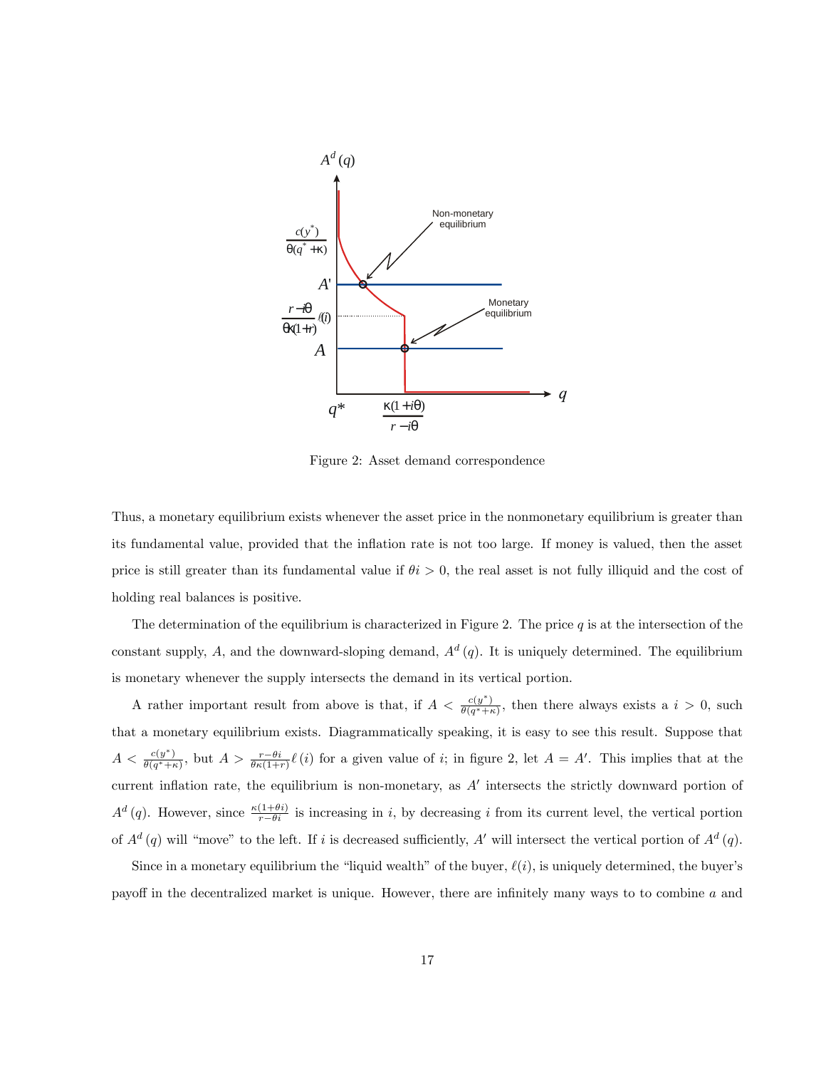Figure 2: Asset demand correspondence

Thus, a monetary equilibrium exists whenever the asset price in the nonmonetary equilibrium is greater than its fundamental value, provided that the inflation rate is not too large. If money is valued, then the asset price is still greater than its fundamental value if $\theta i > 0$, the real asset is not fully illiquid and the cost of holding real balances is positive.

The determination of the equilibrium is characterized in Figure 2. The price $q$ is at the intersection of the constant supply, $A$, and the downward-sloping demand, $A^d(q)$. It is uniquely determined. The equilibrium is monetary whenever the supply intersects the demand in its vertical portion.

A rather important result from above is that, if $A < \frac{c(y^*)}{\theta(q^*+\kappa)}$, then there always exists a $i > 0$, such that a monetary equilibrium exists. Diagrammatically speaking, it is easy to see this result. Suppose that $A < \frac{c(y^*)}{\theta(q^*+\kappa)}$, but $A > \frac{r-\theta i}{\theta\kappa(1+r)}\ell(i)$ for a given value of $i$; in figure 2, let $A = A'$. This implies that at the current inflation rate, the equilibrium is non-monetary, as $A'$ intersects the strictly downward portion of $A^d(q)$. However, since $\frac{\kappa(1+\theta i)}{r-\theta i}$ is increasing in $i$, by decreasing $i$ from its current level, the vertical portion of $A^d(q)$ will "move" to the left. If $i$ is decreased sufficiently, $A'$ will intersect the vertical portion of $A^d(q)$.

Since in a monetary equilibrium the "liquid wealth" of the buyer, $\ell(i)$, is uniquely determined, the buyer's payoff in the decentralized market is unique. However, there are infinitely many ways to to combine $a$ and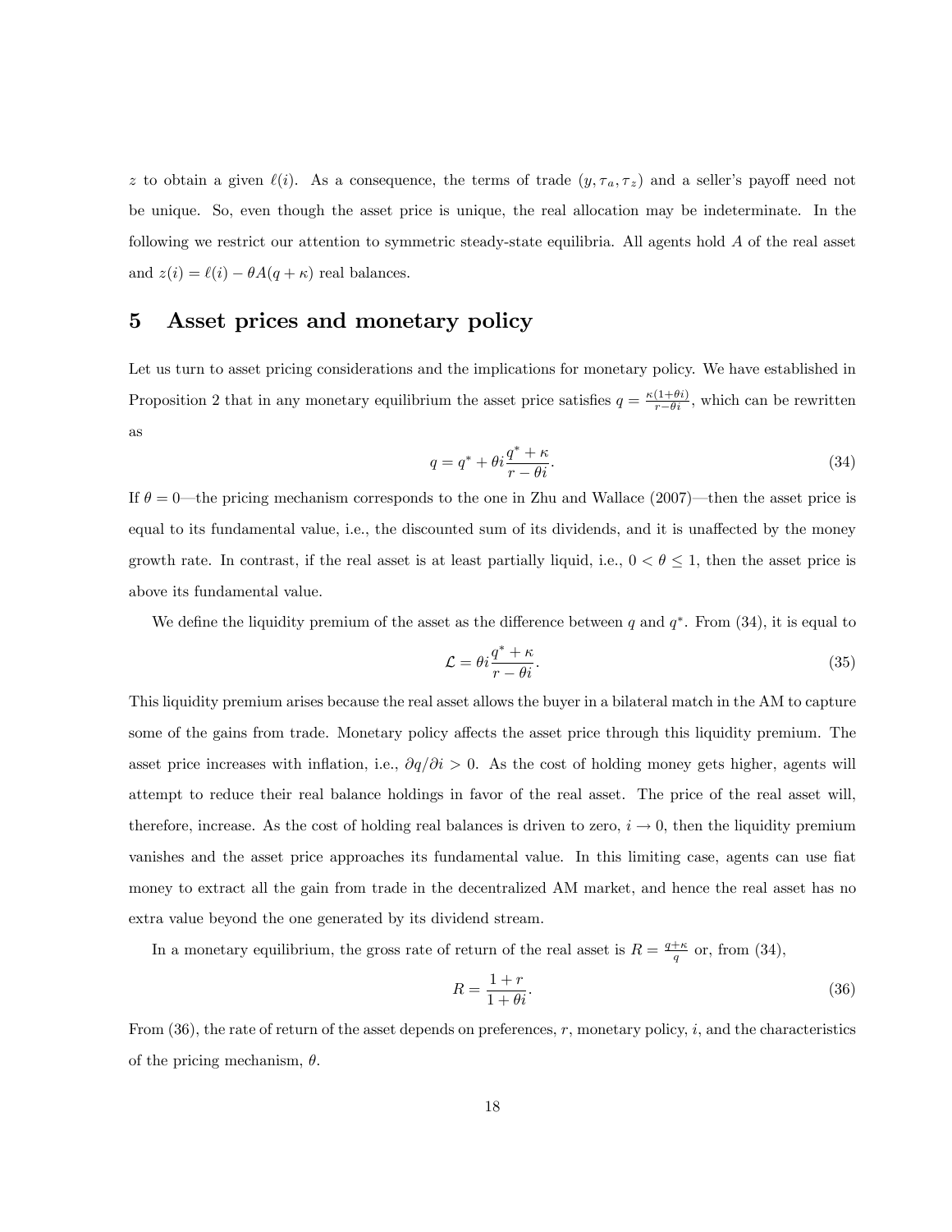$z$ to obtain a given $\ell(i)$. As a consequence, the terms of trade $(y, \tau_a, \tau_z)$ and a seller's payoff need not be unique. So, even though the asset price is unique, the real allocation may be indeterminate. In the following we restrict our attention to symmetric steady-state equilibria. All agents hold $A$ of the real asset and $z(i) = \ell(i) - \theta A(q + \kappa)$ real balances.

# 5 Asset prices and monetary policy

Let us turn to asset pricing considerations and the implications for monetary policy. We have established in Proposition 2 that in any monetary equilibrium the asset price satisfies $q = \frac{\kappa(1+\theta i)}{r - \theta i}$, which can be rewritten as

$$q = q^* + \theta i \frac{q^* + \kappa}{r - \theta i}. \tag{34}$$

If $\theta = 0$—the pricing mechanism corresponds to the one in Zhu and Wallace (2007)—then the asset price is equal to its fundamental value, i.e., the discounted sum of its dividends, and it is unaffected by the money growth rate. In contrast, if the real asset is at least partially liquid, i.e., $0 < \theta \leq 1$, then the asset price is above its fundamental value.

We define the liquidity premium of the asset as the difference between $q$ and $q^*$. From (34), it is equal to

$$\mathcal{L} = \theta i \frac{q^* + \kappa}{r - \theta i}. \tag{35}$$

This liquidity premium arises because the real asset allows the buyer in a bilateral match in the AM to capture some of the gains from trade. Monetary policy affects the asset price through this liquidity premium. The asset price increases with inflation, i.e., $\partial q / \partial i > 0$. As the cost of holding money gets higher, agents will attempt to reduce their real balance holdings in favor of the real asset. The price of the real asset will, therefore, increase. As the cost of holding real balances is driven to zero, $i \to 0$, then the liquidity premium vanishes and the asset price approaches its fundamental value. In this limiting case, agents can use fiat money to extract all the gain from trade in the decentralized AM market, and hence the real asset has no extra value beyond the one generated by its dividend stream.

In a monetary equilibrium, the gross rate of return of the real asset is $R = \frac{q+\kappa}{q}$ or, from (34),

$$R = \frac{1 + r}{1 + \theta i}. \tag{36}$$

From (36), the rate of return of the asset depends on preferences, $r$, monetary policy, $i$, and the characteristics of the pricing mechanism, $\theta$.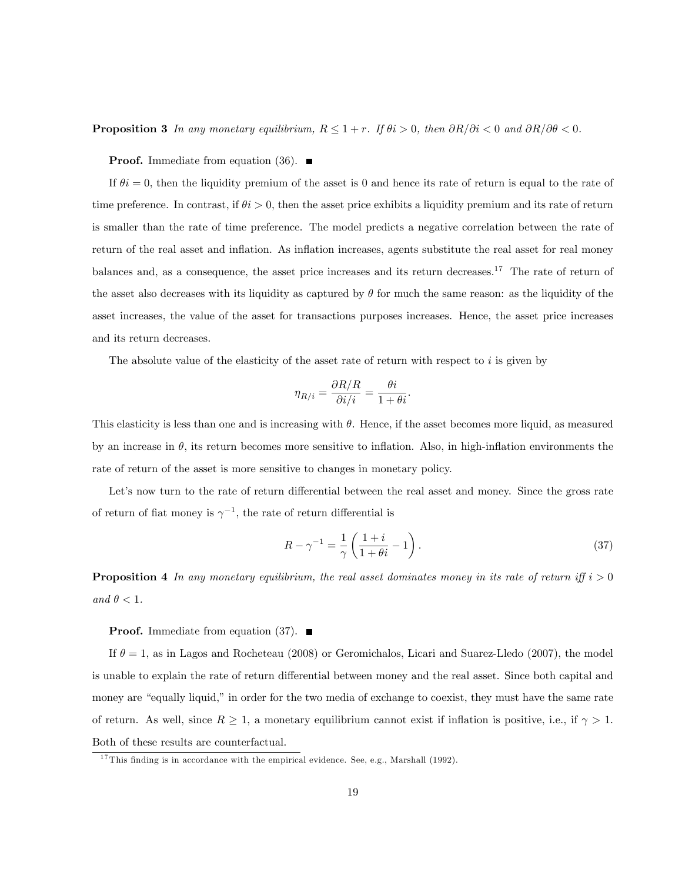**Proposition 3** *In any monetary equilibrium, $R \leq 1 + r$. If $\theta i > 0$, then $\partial R / \partial i < 0$ and $\partial R / \partial \theta < 0$.*

**Proof.** Immediate from equation (36). ■

If $\theta i = 0$, then the liquidity premium of the asset is 0 and hence its rate of return is equal to the rate of time preference. In contrast, if $\theta i > 0$, then the asset price exhibits a liquidity premium and its rate of return is smaller than the rate of time preference. The model predicts a negative correlation between the rate of return of the real asset and inflation. As inflation increases, agents substitute the real asset for real money balances and, as a consequence, the asset price increases and its return decreases.[17] The rate of return of the asset also decreases with its liquidity as captured by $\theta$ for much the same reason: as the liquidity of the asset increases, the value of the asset for transactions purposes increases. Hence, the asset price increases and its return decreases.

The absolute value of the elasticity of the asset rate of return with respect to $i$ is given by

$$\eta_{R/i} = \frac{\partial R / R}{\partial i / i} = \frac{\theta i}{1 + \theta i}.$$

This elasticity is less than one and is increasing with $\theta$. Hence, if the asset becomes more liquid, as measured by an increase in $\theta$, its return becomes more sensitive to inflation. Also, in high-inflation environments the rate of return of the asset is more sensitive to changes in monetary policy.

Let's now turn to the rate of return differential between the real asset and money. Since the gross rate of return of fiat money is $\gamma^{-1}$, the rate of return differential is

$$R - \gamma^{-1} = \frac{1}{\gamma} \left( \frac{1 + i}{1 + \theta i} - 1 \right). \tag{37}$$

**Proposition 4** *In any monetary equilibrium, the real asset dominates money in its rate of return iff $i > 0$ and $\theta < 1$.*

**Proof.** Immediate from equation (37). ■

If $\theta = 1$, as in Lagos and Rocheteau (2008) or Geromichalos, Licari and Suarez-Lledo (2007), the model is unable to explain the rate of return differential between money and the real asset. Since both capital and money are "equally liquid," in order for the two media of exchange to coexist, they must have the same rate of return. As well, since $R \geq 1$, a monetary equilibrium cannot exist if inflation is positive, i.e., if $\gamma > 1$. Both of these results are counterfactual.

[17] This finding is in accordance with the empirical evidence. See, e.g., Marshall (1992).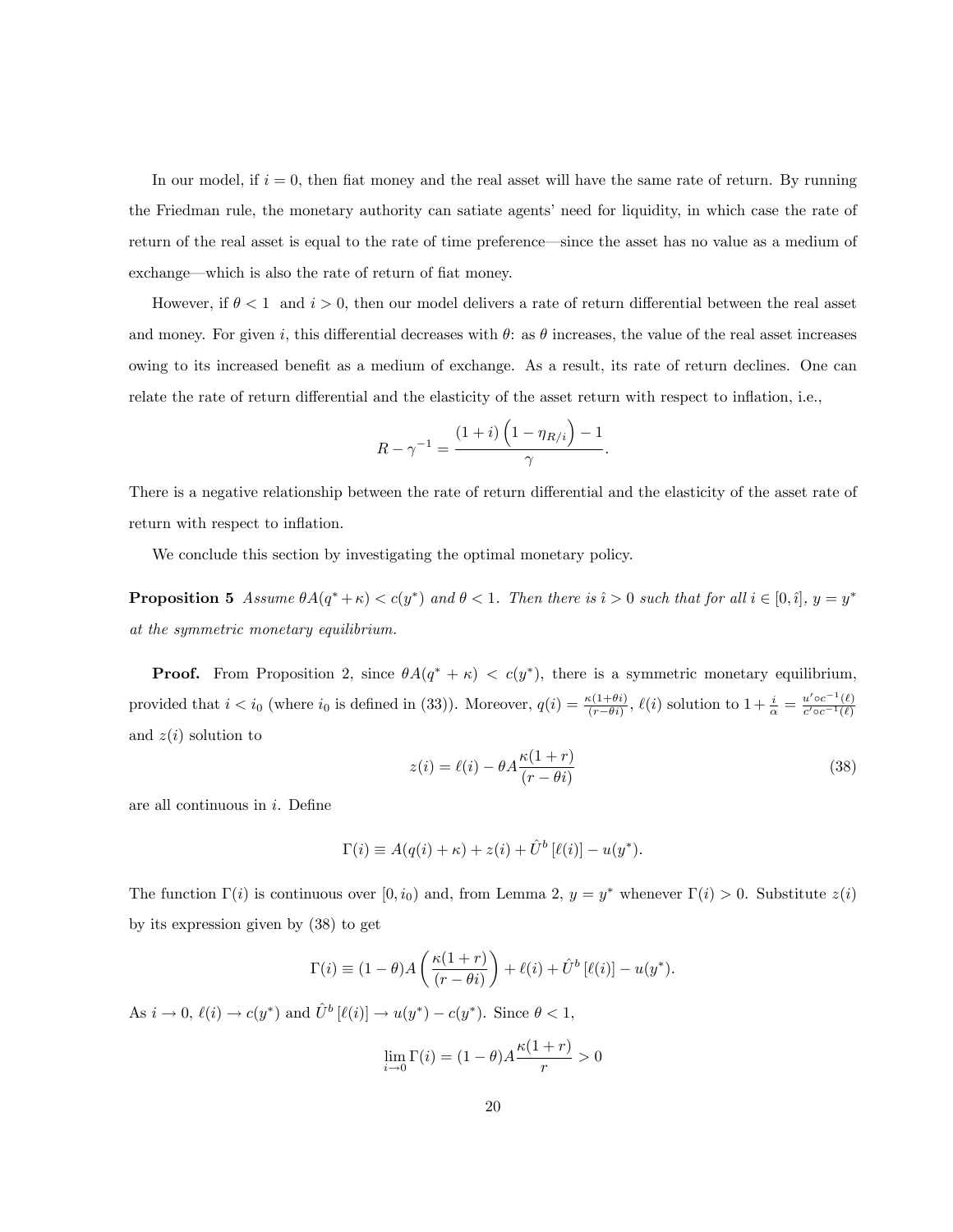In our model, if $i = 0$, then fiat money and the real asset will have the same rate of return. By running the Friedman rule, the monetary authority can satiate agents' need for liquidity, in which case the rate of return of the real asset is equal to the rate of time preference—since the asset has no value as a medium of exchange—which is also the rate of return of fiat money.

However, if $\theta < 1$ and $i > 0$, then our model delivers a rate of return differential between the real asset and money. For given $i$, this differential decreases with $\theta$: as $\theta$ increases, the value of the real asset increases owing to its increased benefit as a medium of exchange. As a result, its rate of return declines. One can relate the rate of return differential and the elasticity of the asset return with respect to inflation, i.e.,

$$R - \gamma^{-1} = \frac{(1+i)\left(1 - \eta_{R/i}\right) - 1}{\gamma}.$$

There is a negative relationship between the rate of return differential and the elasticity of the asset rate of return with respect to inflation.

We conclude this section by investigating the optimal monetary policy.

**Proposition 5** *Assume $\theta A(q^* + \kappa) < c(y^*)$ and $\theta < 1$. Then there is $\hat{\imath} > 0$ such that for all $i \in [0, \hat{\imath}]$, $y = y^*$ at the symmetric monetary equilibrium.*

**Proof.** From Proposition 2, since $\theta A(q^* + \kappa) < c(y^*)$, there is a symmetric monetary equilibrium, provided that $i < i_0$ (where $i_0$ is defined in (33)). Moreover, $q(i) = \frac{\kappa(1+\theta i)}{(r-\theta i)}$, $\ell(i)$ solution to $1 + \frac{i}{\alpha} = \frac{u' \circ c^{-1}(\ell)}{c' \circ c^{-1}(\ell)}$ and $z(i)$ solution to

$$z(i) = \ell(i) - \theta A \frac{\kappa(1+r)}{(r - \theta i)} \tag{38}$$

are all continuous in $i$. Define

$$\Gamma(i) \equiv A(q(i) + \kappa) + z(i) + \hat{U}^b\left[\ell(i)\right] - u(y^*).$$

The function $\Gamma(i)$ is continuous over $[0, i_0)$ and, from Lemma 2, $y = y^*$ whenever $\Gamma(i) > 0$. Substitute $z(i)$ by its expression given by (38) to get

$$\Gamma(i) \equiv (1-\theta)A\left(\frac{\kappa(1+r)}{(r-\theta i)}\right) + \ell(i) + \hat{U}^b\left[\ell(i)\right] - u(y^*).$$

As $i \to 0$, $\ell(i) \to c(y^*)$ and $\hat{U}^b\left[\ell(i)\right] \to u(y^*) - c(y^*)$. Since $\theta < 1$,

$$\lim_{i \to 0} \Gamma(i) = (1-\theta)A\frac{\kappa(1+r)}{r} > 0$$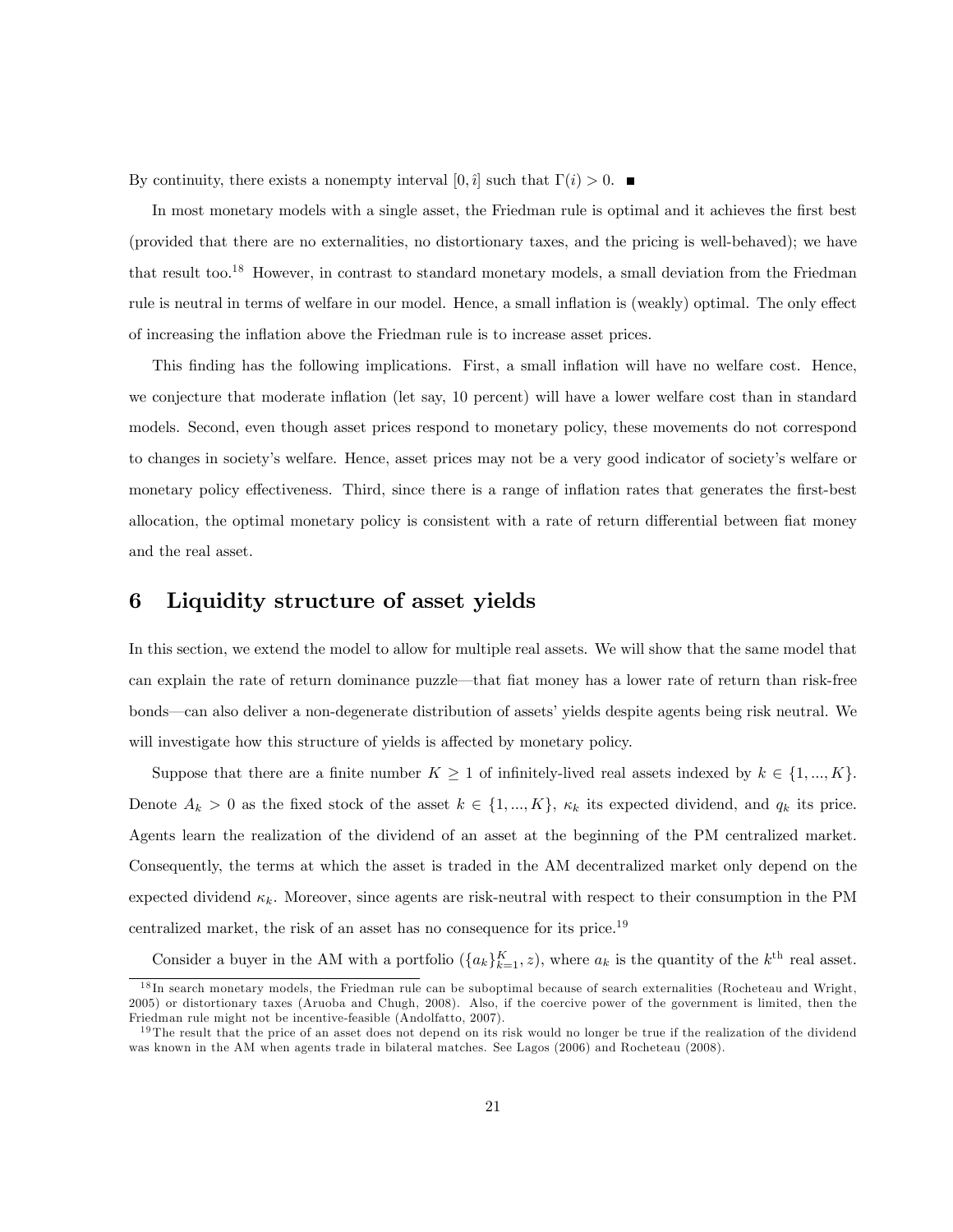By continuity, there exists a nonempty interval $[0, \hat{\imath}]$ such that $\Gamma(i) > 0$. ■

In most monetary models with a single asset, the Friedman rule is optimal and it achieves the first best (provided that there are no externalities, no distortionary taxes, and the pricing is well-behaved); we have that result too.[18] However, in contrast to standard monetary models, a small deviation from the Friedman rule is neutral in terms of welfare in our model. Hence, a small inflation is (weakly) optimal. The only effect of increasing the inflation above the Friedman rule is to increase asset prices.

This finding has the following implications. First, a small inflation will have no welfare cost. Hence, we conjecture that moderate inflation (let say, 10 percent) will have a lower welfare cost than in standard models. Second, even though asset prices respond to monetary policy, these movements do not correspond to changes in society's welfare. Hence, asset prices may not be a very good indicator of society's welfare or monetary policy effectiveness. Third, since there is a range of inflation rates that generates the first-best allocation, the optimal monetary policy is consistent with a rate of return differential between fiat money and the real asset.

# 6 Liquidity structure of asset yields

In this section, we extend the model to allow for multiple real assets. We will show that the same model that can explain the rate of return dominance puzzle—that fiat money has a lower rate of return than risk-free bonds—can also deliver a non-degenerate distribution of assets' yields despite agents being risk neutral. We will investigate how this structure of yields is affected by monetary policy.

Suppose that there are a finite number $K \geq 1$ of infinitely-lived real assets indexed by $k \in \{1, ..., K\}$. Denote $A_k > 0$ as the fixed stock of the asset $k \in \{1, ..., K\}$, $\kappa_k$ its expected dividend, and $q_k$ its price. Agents learn the realization of the dividend of an asset at the beginning of the PM centralized market. Consequently, the terms at which the asset is traded in the AM decentralized market only depend on the expected dividend $\kappa_k$. Moreover, since agents are risk-neutral with respect to their consumption in the PM centralized market, the risk of an asset has no consequence for its price.[19]

Consider a buyer in the AM with a portfolio $(\{a_k\}_{k=1}^{K}, z)$, where $a_k$ is the quantity of the $k^{\text{th}}$ real asset.

[18] In search monetary models, the Friedman rule can be suboptimal because of search externalities (Rocheteau and Wright, 2005) or distortionary taxes (Aruoba and Chugh, 2008). Also, if the coercive power of the government is limited, then the Friedman rule might not be incentive-feasible (Andolfatto, 2007).

[19] The result that the price of an asset does not depend on its risk would no longer be true if the realization of the dividend was known in the AM when agents trade in bilateral matches. See Lagos (2006) and Rocheteau (2008).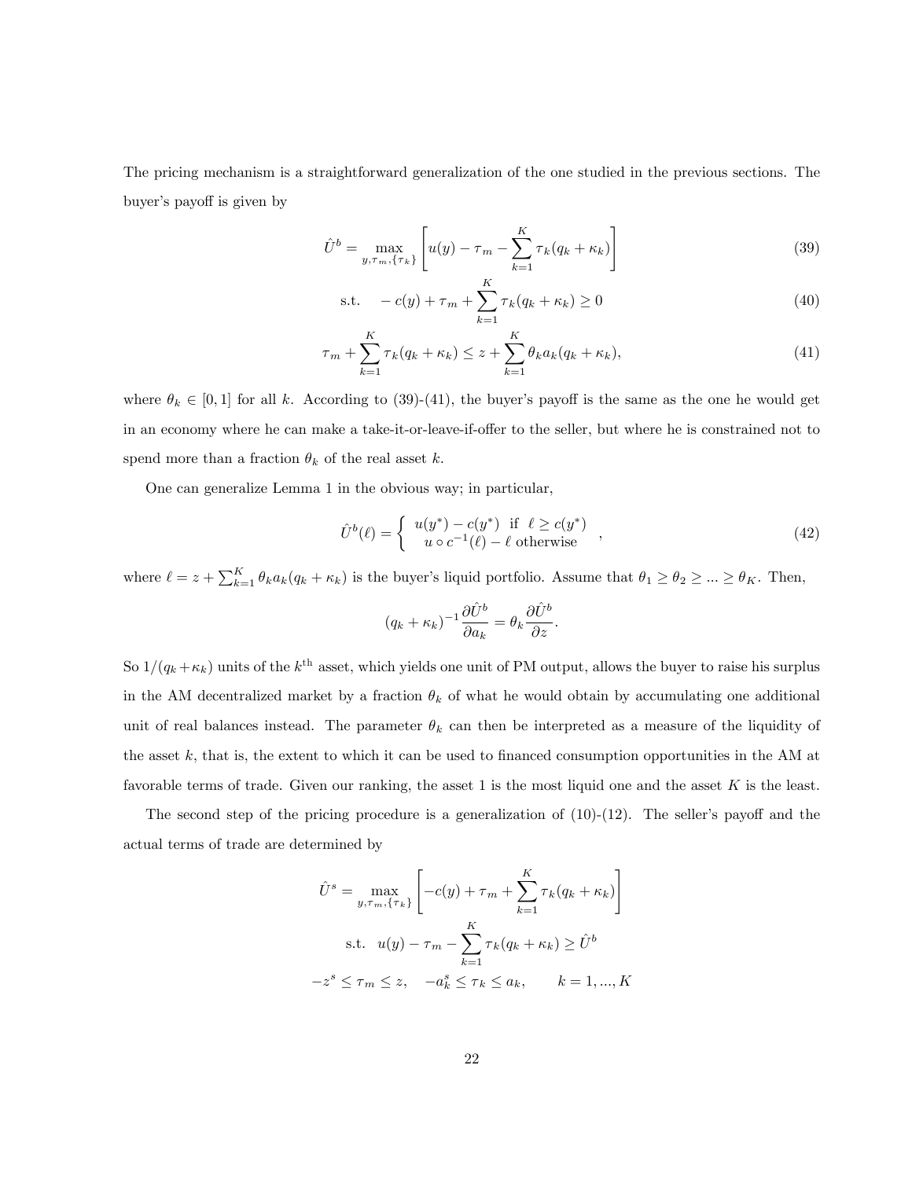The pricing mechanism is a straightforward generalization of the one studied in the previous sections. The buyer's payoff is given by

$$\hat{U}^b = \max_{y,\tau_m,\{\tau_k\}} \left[ u(y) - \tau_m - \sum_{k=1}^{K} \tau_k (q_k + \kappa_k) \right] \tag{39}$$

$$\text{s.t.} \quad -c(y) + \tau_m + \sum_{k=1}^{K} \tau_k (q_k + \kappa_k) \geq 0 \tag{40}$$

$$\tau_m + \sum_{k=1}^{K} \tau_k (q_k + \kappa_k) \leq z + \sum_{k=1}^{K} \theta_k a_k (q_k + \kappa_k), \tag{41}$$

where $\theta_k \in [0, 1]$ for all $k$. According to (39)-(41), the buyer's payoff is the same as the one he would get in an economy where he can make a take-it-or-leave-if-offer to the seller, but where he is constrained not to spend more than a fraction $\theta_k$ of the real asset $k$.

One can generalize Lemma 1 in the obvious way; in particular,

$$\hat{U}^b(\ell) = \begin{cases} u(y^*) - c(y^*) & \text{if } \ell \geq c(y^*) \\ u \circ c^{-1}(\ell) - \ell & \text{otherwise} \end{cases}, \tag{42}$$

where $\ell = z + \sum_{k=1}^{K} \theta_k a_k (q_k + \kappa_k)$ is the buyer's liquid portfolio. Assume that $\theta_1 \geq \theta_2 \geq ... \geq \theta_K$. Then,

$$(q_k + \kappa_k)^{-1} \frac{\partial \hat{U}^b}{\partial a_k} = \theta_k \frac{\partial \hat{U}^b}{\partial z}.$$

So $1/(q_k + \kappa_k)$ units of the $k^{\text{th}}$ asset, which yields one unit of PM output, allows the buyer to raise his surplus in the AM decentralized market by a fraction $\theta_k$ of what he would obtain by accumulating one additional unit of real balances instead. The parameter $\theta_k$ can then be interpreted as a measure of the liquidity of the asset $k$, that is, the extent to which it can be used to financed consumption opportunities in the AM at favorable terms of trade. Given our ranking, the asset 1 is the most liquid one and the asset $K$ is the least.

The second step of the pricing procedure is a generalization of (10)-(12). The seller's payoff and the actual terms of trade are determined by

$$\hat{U}^s = \max_{y,\tau_m,\{\tau_k\}} \left[ -c(y) + \tau_m + \sum_{k=1}^{K} \tau_k (q_k + \kappa_k) \right]$$

$$\text{s.t.} \quad u(y) - \tau_m - \sum_{k=1}^{K} \tau_k (q_k + \kappa_k) \geq \hat{U}^b$$

$$-z^s \leq \tau_m \leq z, \quad -a_k^s \leq \tau_k \leq a_k, \qquad k = 1, ..., K$$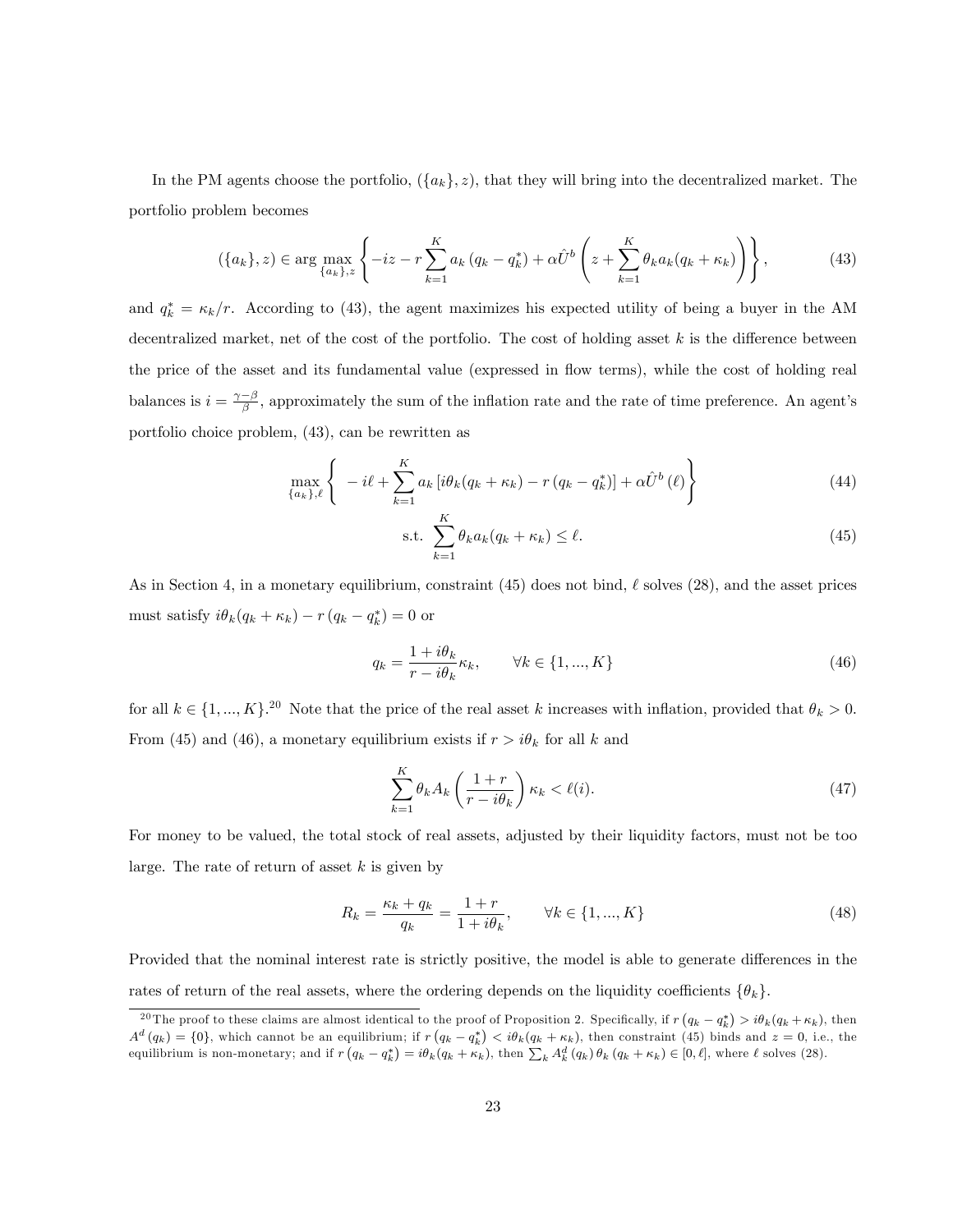In the PM agents choose the portfolio, $(\{a_k\}, z)$, that they will bring into the decentralized market. The portfolio problem becomes

$$(\{a_k\}, z) \in \arg\max_{\{a_k\},z} \left\{ -iz - r\sum_{k=1}^{K} a_k \left(q_k - q_k^*\right) + \alpha \hat{U}^b \left( z + \sum_{k=1}^{K} \theta_k a_k (q_k + \kappa_k) \right) \right\}, \tag{43}$$

and $q_k^* = \kappa_k / r$. According to (43), the agent maximizes his expected utility of being a buyer in the AM decentralized market, net of the cost of the portfolio. The cost of holding asset $k$ is the difference between the price of the asset and its fundamental value (expressed in flow terms), while the cost of holding real balances is $i = \frac{\gamma - \beta}{\beta}$, approximately the sum of the inflation rate and the rate of time preference. An agent's portfolio choice problem, (43), can be rewritten as

$$\max_{\{a_k\},\ell} \left\{ -i\ell + \sum_{k=1}^{K} a_k \left[ i\theta_k (q_k + \kappa_k) - r\left(q_k - q_k^*\right) \right] + \alpha \hat{U}^b (\ell) \right\} \tag{44}$$

$$\text{s.t. } \sum_{k=1}^{K} \theta_k a_k (q_k + \kappa_k) \leq \ell. \tag{45}$$

As in Section 4, in a monetary equilibrium, constraint (45) does not bind, $\ell$ solves (28), and the asset prices must satisfy $i\theta_k(q_k + \kappa_k) - r\left(q_k - q_k^*\right) = 0$ or

$$q_k = \frac{1 + i\theta_k}{r - i\theta_k} \kappa_k, \qquad \forall k \in \{1, ..., K\} \tag{46}$$

for all $k \in \{1, ..., K\}$.[20] Note that the price of the real asset $k$ increases with inflation, provided that $\theta_k > 0$. From (45) and (46), a monetary equilibrium exists if $r > i\theta_k$ for all $k$ and

$$\sum_{k=1}^{K} \theta_k A_k \left( \frac{1 + r}{r - i\theta_k} \right) \kappa_k < \ell(i). \tag{47}$$

For money to be valued, the total stock of real assets, adjusted by their liquidity factors, must not be too large. The rate of return of asset $k$ is given by

$$R_k = \frac{\kappa_k + q_k}{q_k} = \frac{1 + r}{1 + i\theta_k}, \qquad \forall k \in \{1, ..., K\} \tag{48}$$

Provided that the nominal interest rate is strictly positive, the model is able to generate differences in the rates of return of the real assets, where the ordering depends on the liquidity coefficients $\{\theta_k\}$.

---

[20] The proof to these claims are almost identical to the proof of Proposition 2. Specifically, if $r\left(q_k - q_k^*\right) > i\theta_k(q_k + \kappa_k)$, then $A^d\left(q_k\right) = \{0\}$, which cannot be an equilibrium; if $r\left(q_k - q_k^*\right) < i\theta_k(q_k + \kappa_k)$, then constraint (45) binds and $z = 0$, i.e., the equilibrium is non-monetary; and if $r\left(q_k - q_k^*\right) = i\theta_k(q_k + \kappa_k)$, then $\sum_k A_k^d\left(q_k\right)\theta_k\left(q_k + \kappa_k\right) \in [0, \ell]$, where $\ell$ solves (28).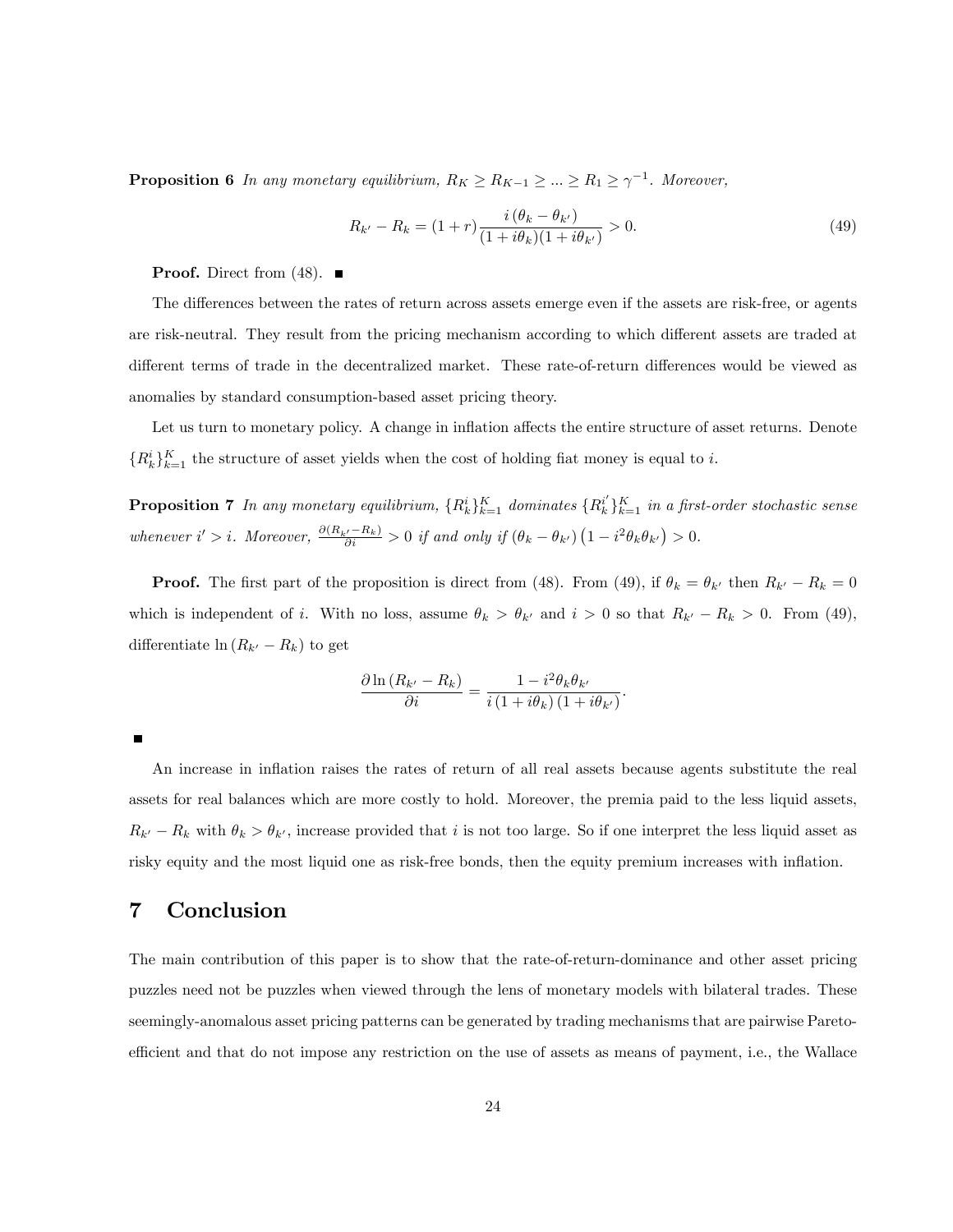**Proposition 6** *In any monetary equilibrium, $R_K \geq R_{K-1} \geq ... \geq R_1 \geq \gamma^{-1}$. Moreover,*

$$R_{k'} - R_k = (1+r)\frac{i\left(\theta_k - \theta_{k'}\right)}{(1+i\theta_k)(1+i\theta_{k'})} > 0. \tag{49}$$

**Proof.** Direct from (48). ■

The differences between the rates of return across assets emerge even if the assets are risk-free, or agents are risk-neutral. They result from the pricing mechanism according to which different assets are traded at different terms of trade in the decentralized market. These rate-of-return differences would be viewed as anomalies by standard consumption-based asset pricing theory.

Let us turn to monetary policy. A change in inflation affects the entire structure of asset returns. Denote $\{R_k^i\}_{k=1}^K$ the structure of asset yields when the cost of holding fiat money is equal to $i$.

**Proposition 7** *In any monetary equilibrium, $\{R_k^i\}_{k=1}^K$ dominates $\{R_k^{i'}\}_{k=1}^K$ in a first-order stochastic sense whenever $i' > i$. Moreover, $\frac{\partial(R_{k'} - R_k)}{\partial i} > 0$ if and only if $\left(\theta_k - \theta_{k'}\right)\left(1 - i^2\theta_k\theta_{k'}\right) > 0$.*

**Proof.** The first part of the proposition is direct from (48). From (49), if $\theta_k = \theta_{k'}$ then $R_{k'} - R_k = 0$ which is independent of $i$. With no loss, assume $\theta_k > \theta_{k'}$ and $i > 0$ so that $R_{k'} - R_k > 0$. From (49), differentiate $\ln\left(R_{k'} - R_k\right)$ to get

$$\frac{\partial \ln\left(R_{k'} - R_k\right)}{\partial i} = \frac{1 - i^2\theta_k\theta_{k'}}{i\left(1 + i\theta_k\right)\left(1 + i\theta_{k'}\right)}.$$

■

An increase in inflation raises the rates of return of all real assets because agents substitute the real assets for real balances which are more costly to hold. Moreover, the premia paid to the less liquid assets, $R_{k'} - R_k$ with $\theta_k > \theta_{k'}$, increase provided that $i$ is not too large. So if one interpret the less liquid asset as risky equity and the most liquid one as risk-free bonds, then the equity premium increases with inflation.

## 7 Conclusion

The main contribution of this paper is to show that the rate-of-return-dominance and other asset pricing puzzles need not be puzzles when viewed through the lens of monetary models with bilateral trades. These seemingly-anomalous asset pricing patterns can be generated by trading mechanisms that are pairwise Pareto-efficient and that do not impose any restriction on the use of assets as means of payment, i.e., the Wallace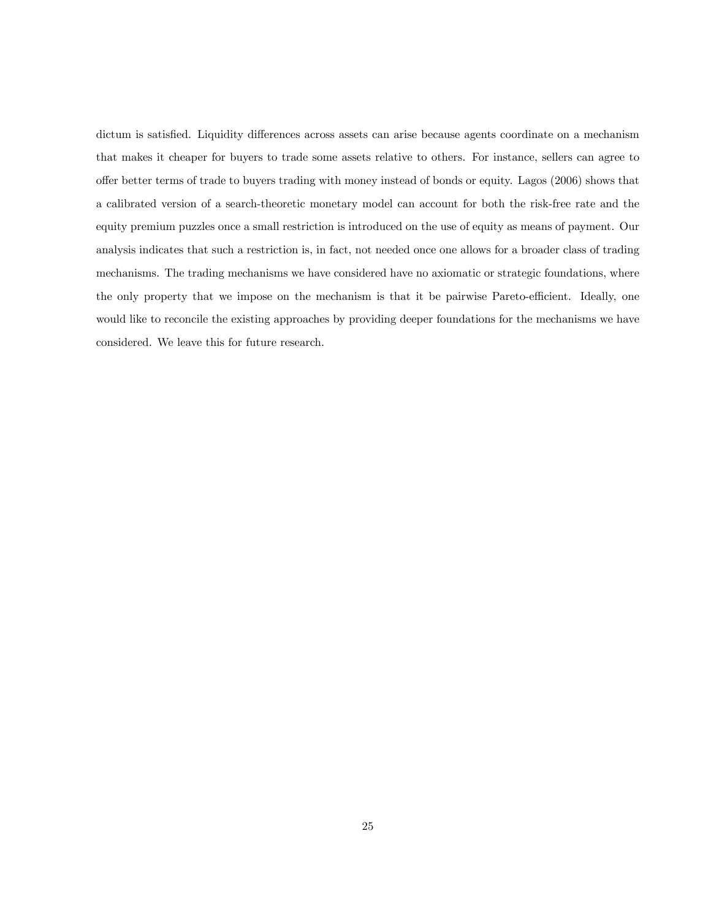dictum is satisfied. Liquidity differences across assets can arise because agents coordinate on a mechanism that makes it cheaper for buyers to trade some assets relative to others. For instance, sellers can agree to offer better terms of trade to buyers trading with money instead of bonds or equity. Lagos (2006) shows that a calibrated version of a search-theoretic monetary model can account for both the risk-free rate and the equity premium puzzles once a small restriction is introduced on the use of equity as means of payment. Our analysis indicates that such a restriction is, in fact, not needed once one allows for a broader class of trading mechanisms. The trading mechanisms we have considered have no axiomatic or strategic foundations, where the only property that we impose on the mechanism is that it be pairwise Pareto-efficient. Ideally, one would like to reconcile the existing approaches by providing deeper foundations for the mechanisms we have considered. We leave this for future research.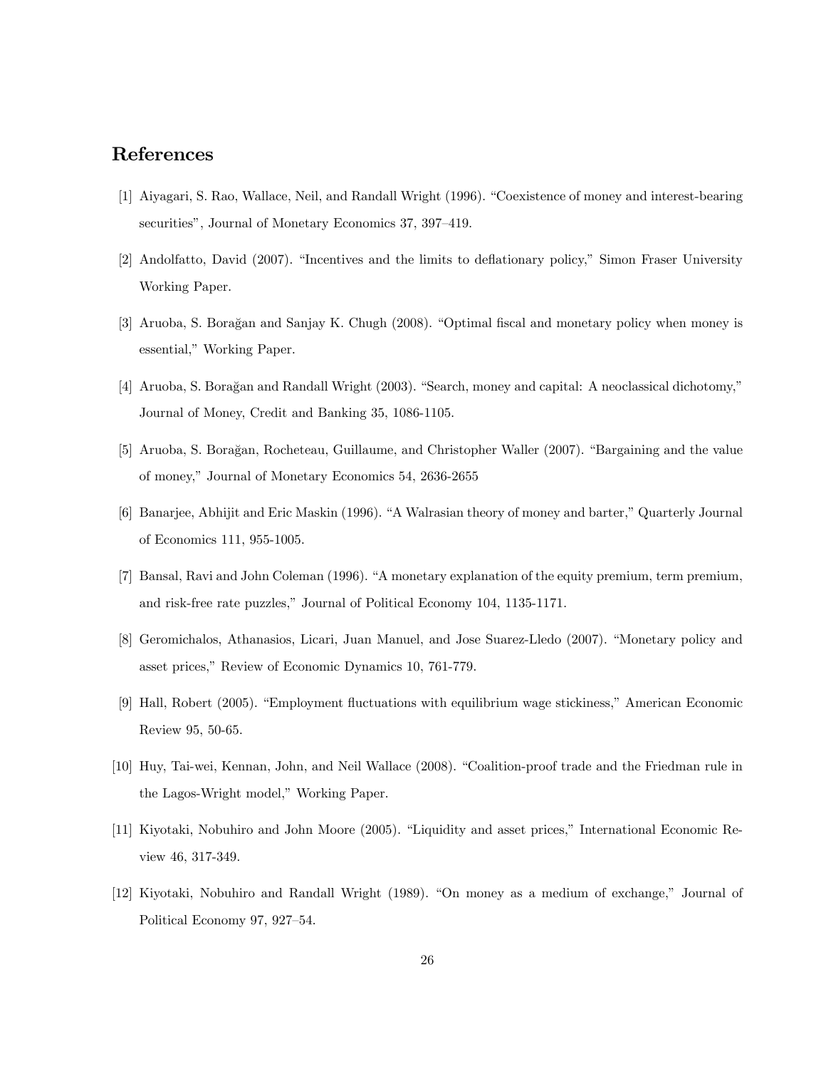## References

[1] Aiyagari, S. Rao, Wallace, Neil, and Randall Wright (1996). "Coexistence of money and interest-bearing securities", Journal of Monetary Economics 37, 397–419.

[2] Andolfatto, David (2007). "Incentives and the limits to deflationary policy," Simon Fraser University Working Paper.

[3] Aruoba, S. Borağan and Sanjay K. Chugh (2008). "Optimal fiscal and monetary policy when money is essential," Working Paper.

[4] Aruoba, S. Borağan and Randall Wright (2003). "Search, money and capital: A neoclassical dichotomy," Journal of Money, Credit and Banking 35, 1086-1105.

[5] Aruoba, S. Borağan, Rocheteau, Guillaume, and Christopher Waller (2007). "Bargaining and the value of money," Journal of Monetary Economics 54, 2636-2655

[6] Banarjee, Abhijit and Eric Maskin (1996). "A Walrasian theory of money and barter," Quarterly Journal of Economics 111, 955-1005.

[7] Bansal, Ravi and John Coleman (1996). "A monetary explanation of the equity premium, term premium, and risk-free rate puzzles," Journal of Political Economy 104, 1135-1171.

[8] Geromichalos, Athanasios, Licari, Juan Manuel, and Jose Suarez-Lledo (2007). "Monetary policy and asset prices," Review of Economic Dynamics 10, 761-779.

[9] Hall, Robert (2005). "Employment fluctuations with equilibrium wage stickiness," American Economic Review 95, 50-65.

[10] Huy, Tai-wei, Kennan, John, and Neil Wallace (2008). "Coalition-proof trade and the Friedman rule in the Lagos-Wright model," Working Paper.

[11] Kiyotaki, Nobuhiro and John Moore (2005). "Liquidity and asset prices," International Economic Review 46, 317-349.

[12] Kiyotaki, Nobuhiro and Randall Wright (1989). "On money as a medium of exchange," Journal of Political Economy 97, 927–54.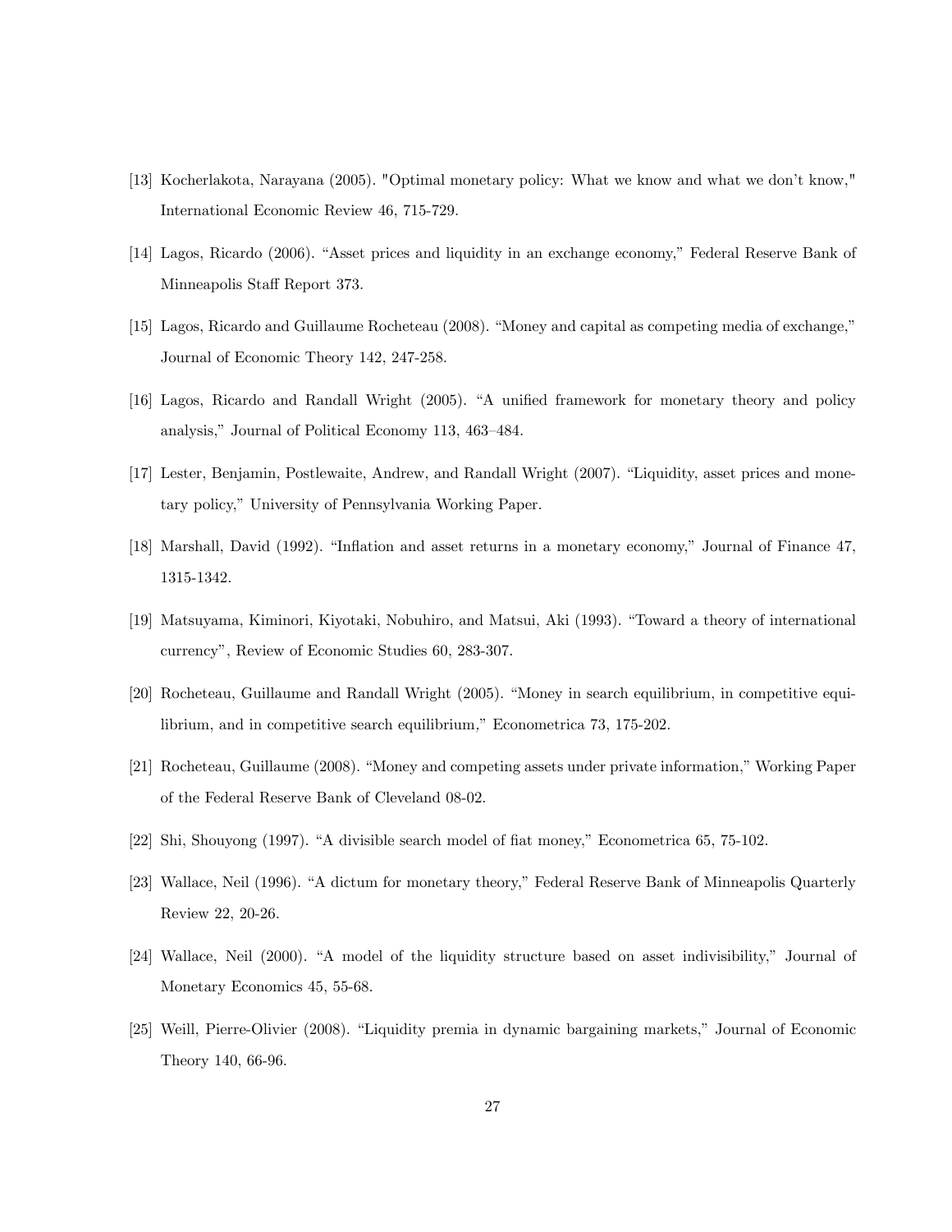[13] Kocherlakota, Narayana (2005). "Optimal monetary policy: What we know and what we don't know," International Economic Review 46, 715-729.

[14] Lagos, Ricardo (2006). "Asset prices and liquidity in an exchange economy," Federal Reserve Bank of Minneapolis Staff Report 373.

[15] Lagos, Ricardo and Guillaume Rocheteau (2008). "Money and capital as competing media of exchange," Journal of Economic Theory 142, 247-258.

[16] Lagos, Ricardo and Randall Wright (2005). "A unified framework for monetary theory and policy analysis," Journal of Political Economy 113, 463–484.

[17] Lester, Benjamin, Postlewaite, Andrew, and Randall Wright (2007). "Liquidity, asset prices and monetary policy," University of Pennsylvania Working Paper.

[18] Marshall, David (1992). "Inflation and asset returns in a monetary economy," Journal of Finance 47, 1315-1342.

[19] Matsuyama, Kiminori, Kiyotaki, Nobuhiro, and Matsui, Aki (1993). "Toward a theory of international currency", Review of Economic Studies 60, 283-307.

[20] Rocheteau, Guillaume and Randall Wright (2005). "Money in search equilibrium, in competitive equilibrium, and in competitive search equilibrium," Econometrica 73, 175-202.

[21] Rocheteau, Guillaume (2008). "Money and competing assets under private information," Working Paper of the Federal Reserve Bank of Cleveland 08-02.

[22] Shi, Shouyong (1997). "A divisible search model of fiat money," Econometrica 65, 75-102.

[23] Wallace, Neil (1996). "A dictum for monetary theory," Federal Reserve Bank of Minneapolis Quarterly Review 22, 20-26.

[24] Wallace, Neil (2000). "A model of the liquidity structure based on asset indivisibility," Journal of Monetary Economics 45, 55-68.

[25] Weill, Pierre-Olivier (2008). "Liquidity premia in dynamic bargaining markets," Journal of Economic Theory 140, 66-96.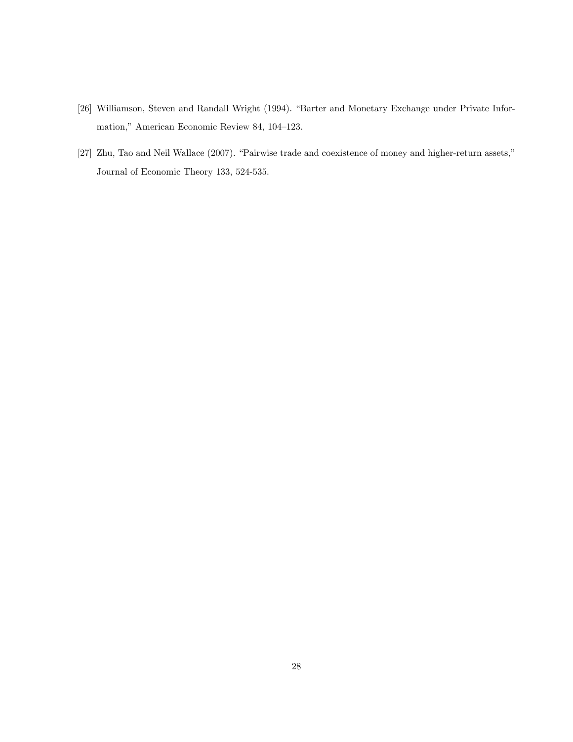[26] Williamson, Steven and Randall Wright (1994). "Barter and Monetary Exchange under Private Information," American Economic Review 84, 104–123.

[27] Zhu, Tao and Neil Wallace (2007). "Pairwise trade and coexistence of money and higher-return assets," Journal of Economic Theory 133, 524-535.